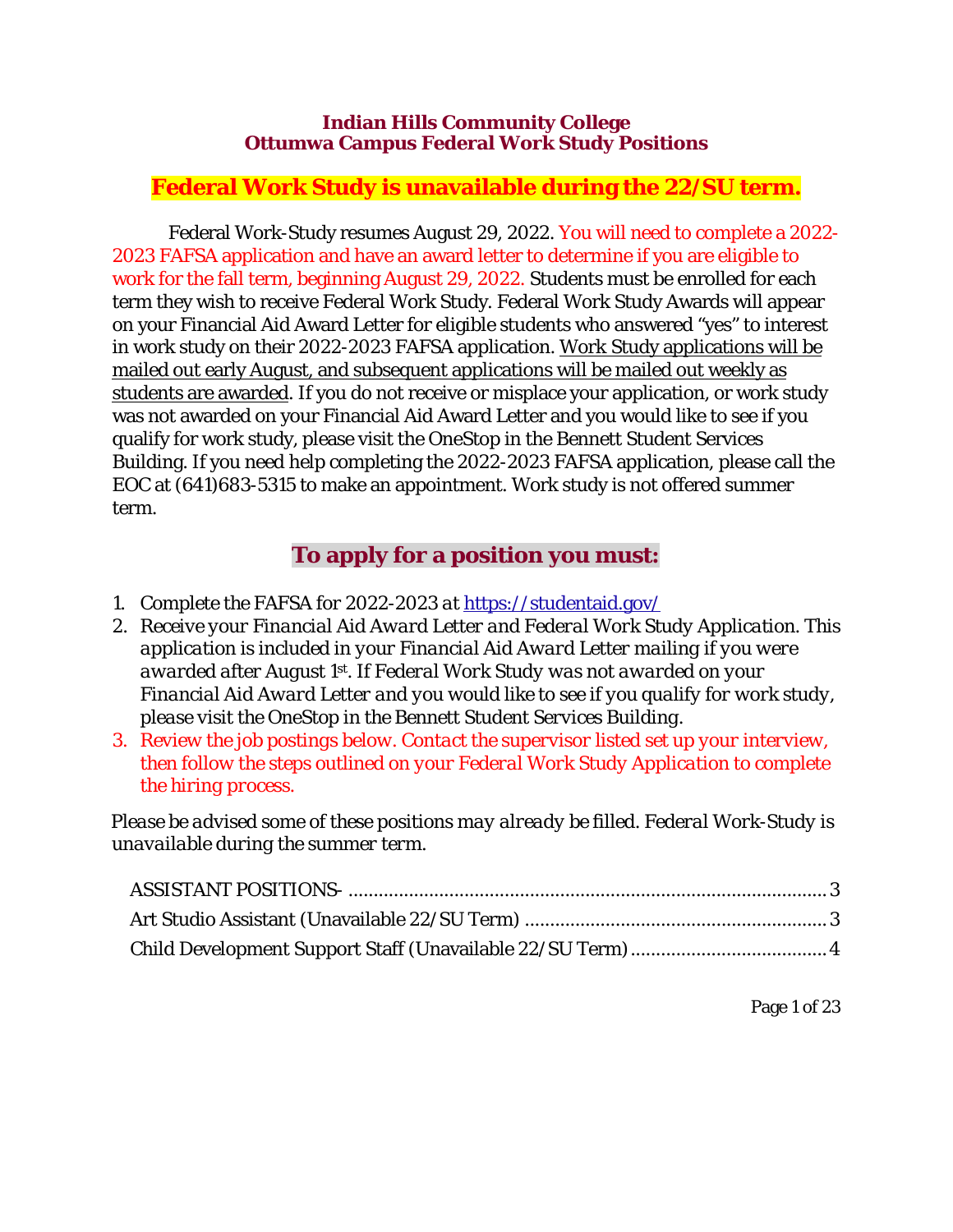**Indian Hills Community College**
**Ottumwa Campus Federal Work Study Positions**

## Federal Work Study is unavailable during the 22/SU term.

Federal Work-Study resumes August 29, 2022. You will need to complete a 2022-2023 FAFSA application and have an award letter to determine if you are eligible to work for the fall term, beginning August 29, 2022. Students must be enrolled for each term they wish to receive Federal Work Study. Federal Work Study Awards will appear on your Financial Aid Award Letter for eligible students who answered "yes" to interest in work study on their 2022-2023 FAFSA application. Work Study applications will be mailed out early August, and subsequent applications will be mailed out weekly as students are awarded. If you do not receive or misplace your application, or work study was not awarded on your Financial Aid Award Letter and you would like to see if you qualify for work study, please visit the OneStop in the Bennett Student Services Building. If you need help completing the 2022-2023 FAFSA application, please call the EOC at (641)683-5315 to make an appointment. Work study is not offered summer term.

## To apply for a position you must:

1. Complete the FAFSA for 2022-2023 at https://studentaid.gov/
2. *Receive your Financial Aid Award Letter and Federal Work Study Application. This application is included in your Financial Aid Award Letter mailing if you were awarded after August 1st. If Federal Work Study was not awarded on your Financial Aid Award Letter and you would like to see if you qualify for work study, please visit the OneStop in the Bennett Student Services Building.*
3. Review the job postings below. Contact the supervisor listed set up your interview, then follow the steps outlined on your *Federal Work Study Application* to complete the hiring process.

*Please be advised some of these positions may already be filled. Federal Work-Study is unavailable during the summer term.*

ASSISTANT POSITIONS- .......... 3
Art Studio Assistant (Unavailable 22/SU Term) .......... 3
Child Development Support Staff (Unavailable 22/SU Term) .......... 4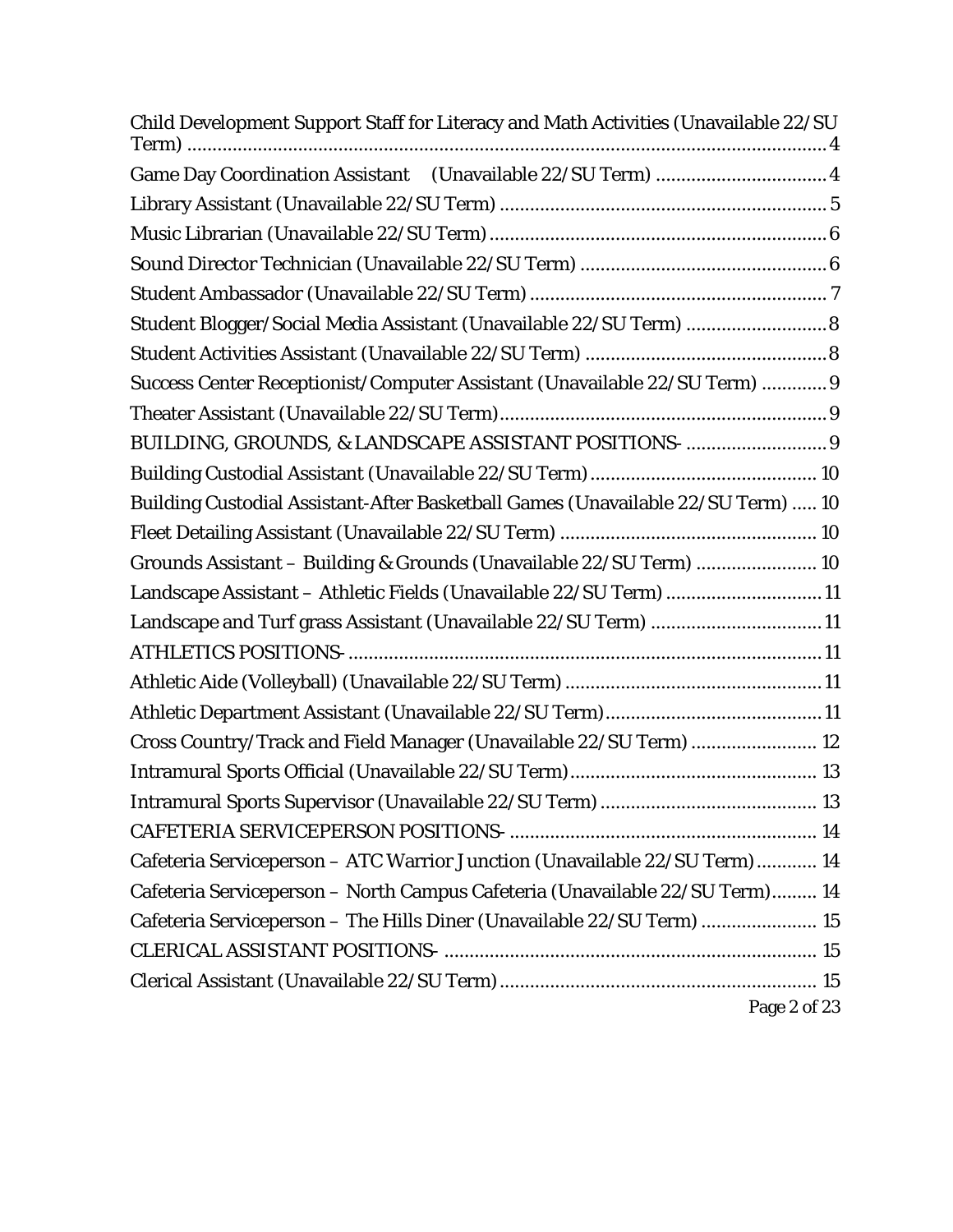Child Development Support Staff for Literacy and Math Activities (Unavailable 22/SU Term) ..................................................................................................................... 4

Game Day Coordination Assistant (Unavailable 22/SU Term) .................................. 4

Library Assistant (Unavailable 22/SU Term) ................................................................ 5

Music Librarian (Unavailable 22/SU Term) .................................................................. 6

Sound Director Technician (Unavailable 22/SU Term) ................................................ 6

Student Ambassador (Unavailable 22/SU Term) .......................................................... 7

Student Blogger/Social Media Assistant (Unavailable 22/SU Term) ........................... 8

Student Activities Assistant (Unavailable 22/SU Term) ............................................... 8

Success Center Receptionist/Computer Assistant (Unavailable 22/SU Term) ............ 9

Theater Assistant (Unavailable 22/SU Term) ................................................................ 9

BUILDING, GROUNDS, & LANDSCAPE ASSISTANT POSITIONS- ............................ 9

Building Custodial Assistant (Unavailable 22/SU Term) ............................................ 10

Building Custodial Assistant-After Basketball Games (Unavailable 22/SU Term) ..... 10

Fleet Detailing Assistant (Unavailable 22/SU Term) .................................................. 10

Grounds Assistant – Building & Grounds (Unavailable 22/SU Term) ....................... 10

Landscape Assistant – Athletic Fields (Unavailable 22/SU Term) .............................. 11

Landscape and Turf grass Assistant (Unavailable 22/SU Term) ................................. 11

ATHLETICS POSITIONS- ............................................................................................. 11

Athletic Aide (Volleyball) (Unavailable 22/SU Term) .................................................. 11

Athletic Department Assistant (Unavailable 22/SU Term) .......................................... 11

Cross Country/Track and Field Manager (Unavailable 22/SU Term) ........................ 12

Intramural Sports Official (Unavailable 22/SU Term) ................................................ 13

Intramural Sports Supervisor (Unavailable 22/SU Term) .......................................... 13

CAFETERIA SERVICEPERSON POSITIONS- ............................................................ 14

Cafeteria Serviceperson – ATC Warrior Junction (Unavailable 22/SU Term) ............ 14

Cafeteria Serviceperson – North Campus Cafeteria (Unavailable 22/SU Term) ......... 14

Cafeteria Serviceperson – The Hills Diner (Unavailable 22/SU Term) ...................... 15

CLERICAL ASSISTANT POSITIONS- ......................................................................... 15

Clerical Assistant (Unavailable 22/SU Term) .............................................................. 15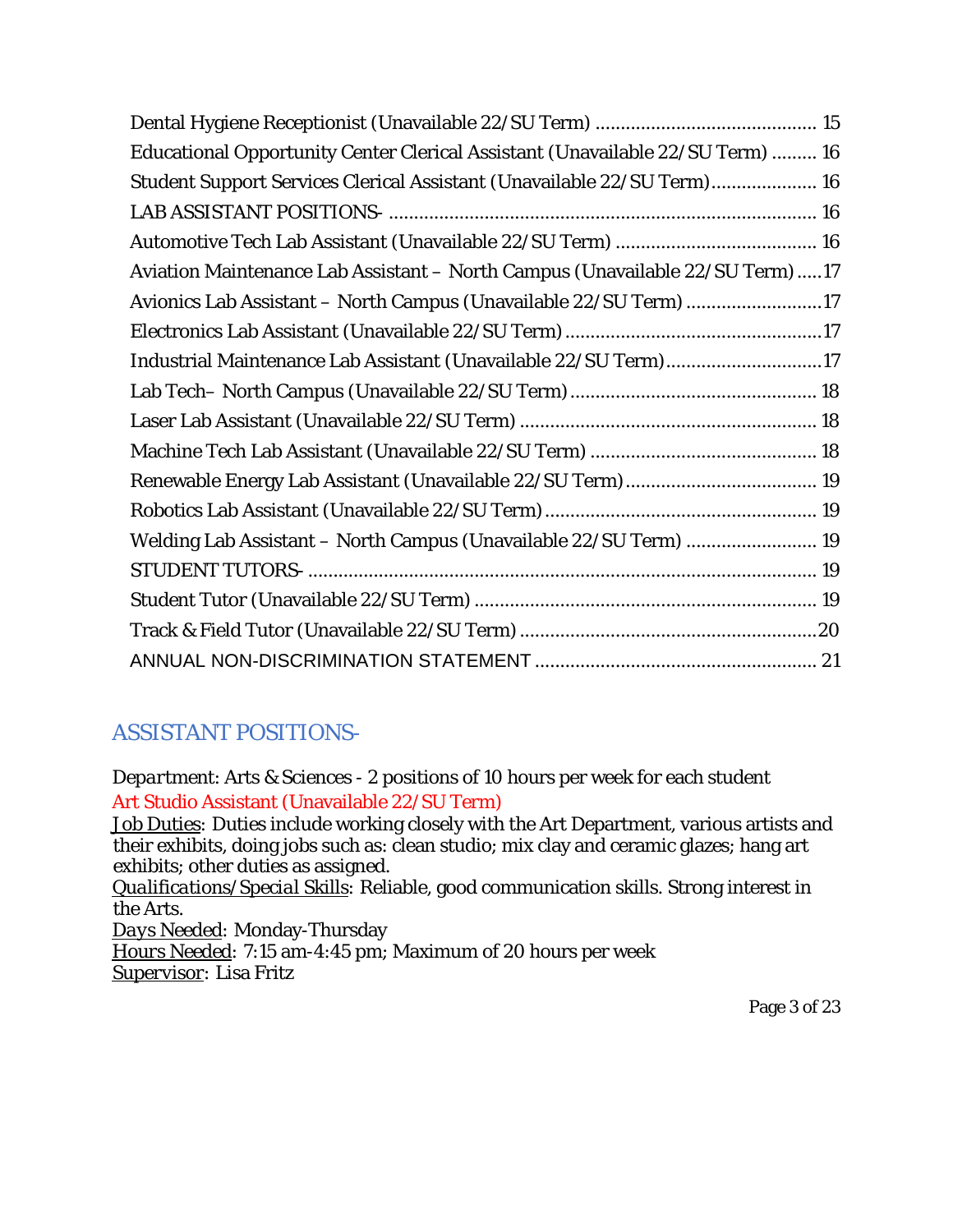Dental Hygiene Receptionist (Unavailable 22/SU Term) ........................................... 15
Educational Opportunity Center Clerical Assistant (Unavailable 22/SU Term) ......... 16
Student Support Services Clerical Assistant (Unavailable 22/SU Term)..................... 16
LAB ASSISTANT POSITIONS- .................................................................................... 16
Automotive Tech Lab Assistant (Unavailable 22/SU Term) ....................................... 16
Aviation Maintenance Lab Assistant – North Campus (Unavailable 22/SU Term) .....17
Avionics Lab Assistant – North Campus (Unavailable 22/SU Term) ...........................17
Electronics Lab Assistant (Unavailable 22/SU Term) ..................................................17
Industrial Maintenance Lab Assistant (Unavailable 22/SU Term)...............................17
Lab Tech– North Campus (Unavailable 22/SU Term) ................................................ 18
Laser Lab Assistant (Unavailable 22/SU Term) .......................................................... 18
Machine Tech Lab Assistant (Unavailable 22/SU Term) ............................................ 18
Renewable Energy Lab Assistant (Unavailable 22/SU Term)..................................... 19
Robotics Lab Assistant (Unavailable 22/SU Term) ..................................................... 19
Welding Lab Assistant – North Campus (Unavailable 22/SU Term) .......................... 19
STUDENT TUTORS- .................................................................................................... 19
Student Tutor (Unavailable 22/SU Term) ................................................................... 19
Track & Field Tutor (Unavailable 22/SU Term) ..........................................................20
ANNUAL NON-DISCRIMINATION STATEMENT ....................................................... 21

## ASSISTANT POSITIONS-

*Department*: Arts & Sciences - 2 positions of 10 hours per week for each student

Art Studio Assistant (Unavailable 22/SU Term)

*Job Duties*: Duties include working closely with the Art Department, various artists and their exhibits, doing jobs such as: clean studio; mix clay and ceramic glazes; hang art exhibits; other duties as assigned.

*Qualifications/Special Skills*: Reliable, good communication skills. Strong interest in the Arts.

*Days Needed*: Monday-Thursday

*Hours Needed*: 7:15 am-4:45 pm; Maximum of 20 hours per week

*Supervisor*: Lisa Fritz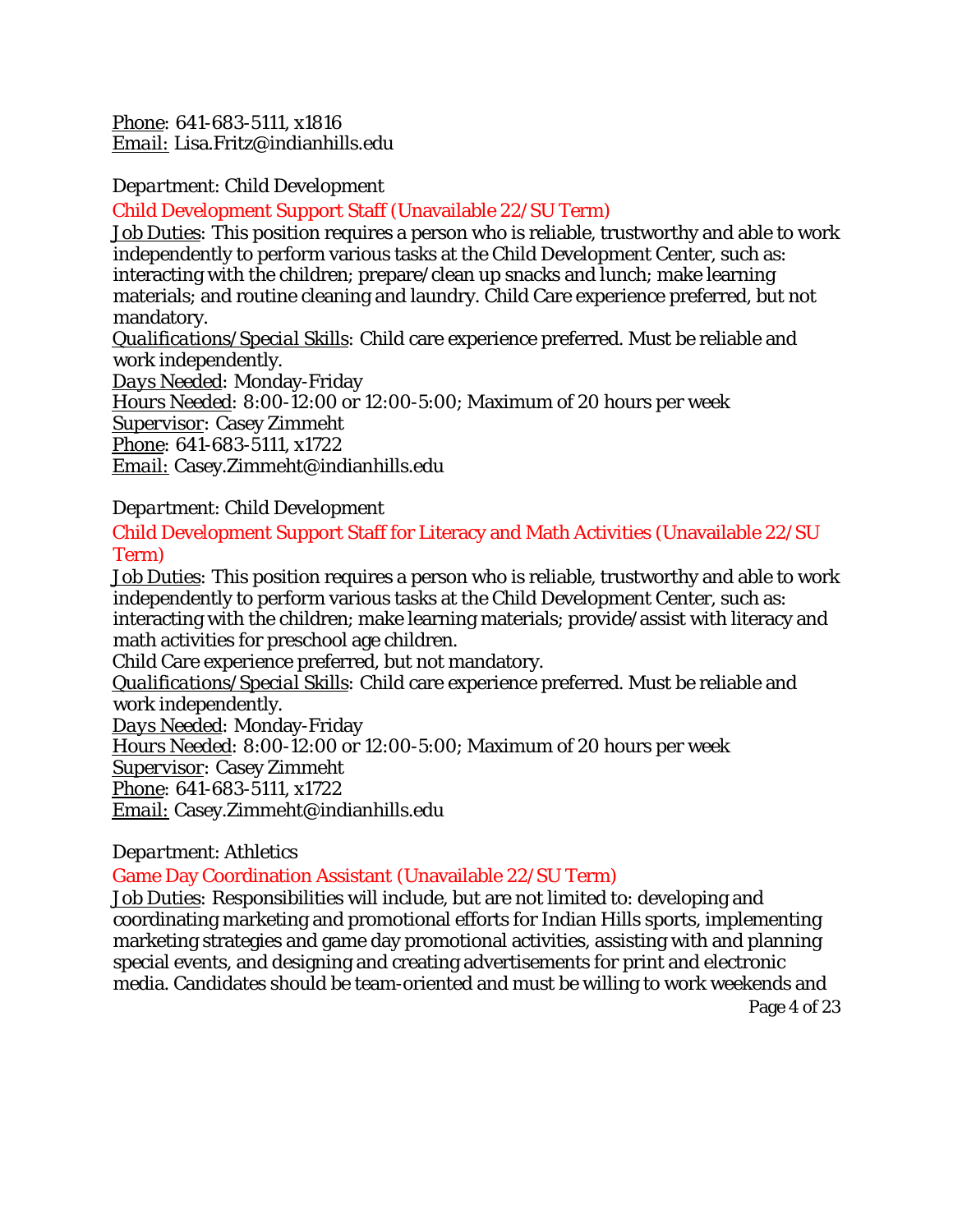Phone: 641-683-5111, x1816
Email: Lisa.Fritz@indianhills.edu

*Department: Child Development*

### Child Development Support Staff (Unavailable 22/SU Term)

Job Duties: This position requires a person who is reliable, trustworthy and able to work independently to perform various tasks at the Child Development Center, such as: interacting with the children; prepare/clean up snacks and lunch; make learning materials; and routine cleaning and laundry. Child Care experience preferred, but not mandatory.
*Qualifications/Special Skills*: Child care experience preferred. Must be reliable and work independently.
*Days Needed*: Monday-Friday
Hours Needed: 8:00-12:00 or 12:00-5:00; Maximum of 20 hours per week
Supervisor: Casey Zimmeht
Phone: 641-683-5111, x1722
Email: Casey.Zimmeht@indianhills.edu

*Department: Child Development*

### Child Development Support Staff for Literacy and Math Activities (Unavailable 22/SU Term)

Job Duties: This position requires a person who is reliable, trustworthy and able to work independently to perform various tasks at the Child Development Center, such as: interacting with the children; make learning materials; provide/assist with literacy and math activities for preschool age children.
Child Care experience preferred, but not mandatory.
*Qualifications/Special Skills*: Child care experience preferred. Must be reliable and work independently.
*Days Needed*: Monday-Friday
Hours Needed: 8:00-12:00 or 12:00-5:00; Maximum of 20 hours per week
Supervisor: Casey Zimmeht
Phone: 641-683-5111, x1722
Email: Casey.Zimmeht@indianhills.edu

*Department: Athletics*

### Game Day Coordination Assistant (Unavailable 22/SU Term)

Job Duties: Responsibilities will include, but are not limited to: developing and coordinating marketing and promotional efforts for Indian Hills sports, implementing marketing strategies and game day promotional activities, assisting with and planning special events, and designing and creating advertisements for print and electronic media. Candidates should be team-oriented and must be willing to work weekends and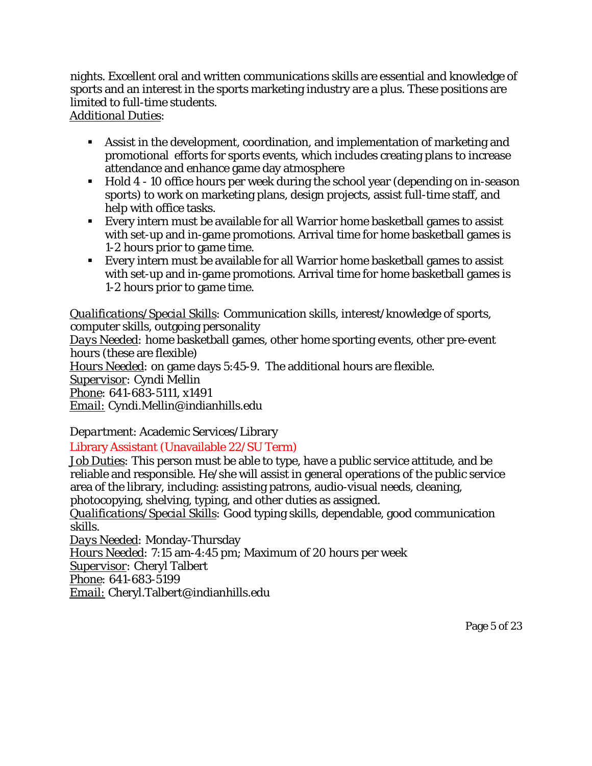nights. Excellent oral and written communications skills are essential and knowledge of sports and an interest in the sports marketing industry are a plus. These positions are limited to full-time students.
Additional Duties:

- Assist in the development, coordination, and implementation of marketing and promotional efforts for sports events, which includes creating plans to increase attendance and enhance game day atmosphere
- Hold 4 - 10 office hours per week during the school year (depending on in-season sports) to work on marketing plans, design projects, assist full-time staff, and help with office tasks.
- Every intern must be available for all Warrior home basketball games to assist with set-up and in-game promotions. Arrival time for home basketball games is 1-2 hours prior to game time.
- Every intern must be available for all Warrior home basketball games to assist with set-up and in-game promotions. Arrival time for home basketball games is 1-2 hours prior to game time.

*Qualifications/Special Skills*: Communication skills, interest/knowledge of sports, computer skills, outgoing personality
*Days Needed*: home basketball games, other home sporting events, other pre-event hours (these are flexible)
Hours Needed: on game days 5:45-9. The additional hours are flexible.
Supervisor: Cyndi Mellin
Phone: 641-683-5111, x1491
Email: Cyndi.Mellin@indianhills.edu

*Department*: Academic Services/Library

Library Assistant (Unavailable 22/SU Term)

Job Duties: This person must be able to type, have a public service attitude, and be reliable and responsible. He/she will assist in general operations of the public service area of the library, including: assisting patrons, audio-visual needs, cleaning, photocopying, shelving, typing, and other duties as assigned.
*Qualifications/Special Skills*: Good typing skills, dependable, good communication skills.
*Days Needed*: Monday-Thursday
Hours Needed: 7:15 am-4:45 pm; Maximum of 20 hours per week
Supervisor: Cheryl Talbert
Phone: 641-683-5199
Email: Cheryl.Talbert@indianhills.edu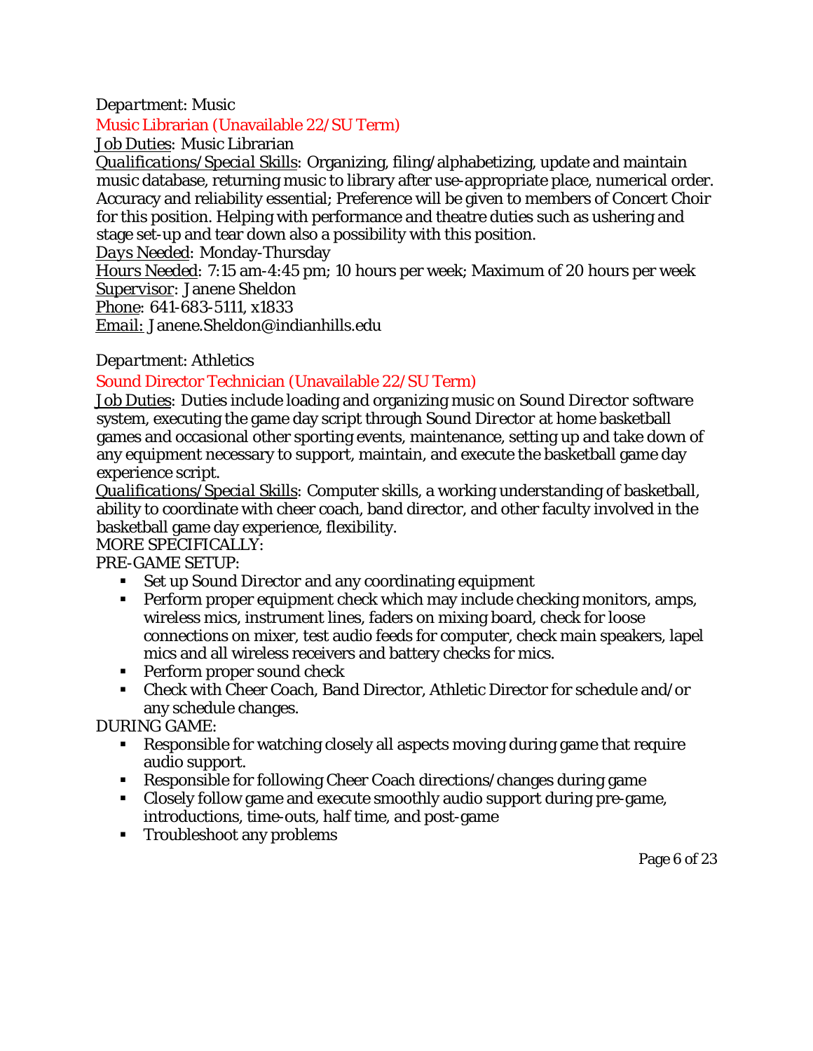*Department: Music*

Music Librarian (Unavailable 22/SU Term)

Job Duties: Music Librarian

*Qualifications/Special Skills*: Organizing, filing/alphabetizing, update and maintain music database, returning music to library after use-appropriate place, numerical order. Accuracy and reliability essential; Preference will be given to members of Concert Choir for this position. Helping with performance and theatre duties such as ushering and stage set-up and tear down also a possibility with this position.

*Days Needed*: Monday-Thursday

Hours Needed: 7:15 am-4:45 pm; 10 hours per week; Maximum of 20 hours per week

Supervisor: Janene Sheldon

Phone: 641-683-5111, x1833

Email: Janene.Sheldon@indianhills.edu

*Department: Athletics*

Sound Director Technician (Unavailable 22/SU Term)

Job Duties: Duties include loading and organizing music on *Sound Director* software system, executing the game day script through *Sound Director* at home basketball games and occasional other sporting events, maintenance, setting up and take down of any equipment necessary to support, maintain, and execute the basketball game day experience script.

*Qualifications/Special Skills*: Computer skills, a working understanding of basketball, ability to coordinate with cheer coach, band director, and other faculty involved in the basketball game day experience, flexibility.

MORE SPECIFICALLY:

PRE-GAME SETUP:

- Set up *Sound Director* and any coordinating equipment
- Perform proper equipment check which may include checking monitors, amps, wireless mics, instrument lines, faders on mixing board, check for loose connections on mixer, test audio feeds for computer, check main speakers, lapel mics and all wireless receivers and battery checks for mics.
- Perform proper sound check
- Check with Cheer Coach, Band Director, Athletic Director for schedule and/or any schedule changes.

DURING GAME:

- Responsible for watching closely all aspects moving during game that require audio support.
- Responsible for following Cheer Coach directions/changes during game
- Closely follow game and execute smoothly audio support during pre-game, introductions, time-outs, half time, and post-game
- Troubleshoot any problems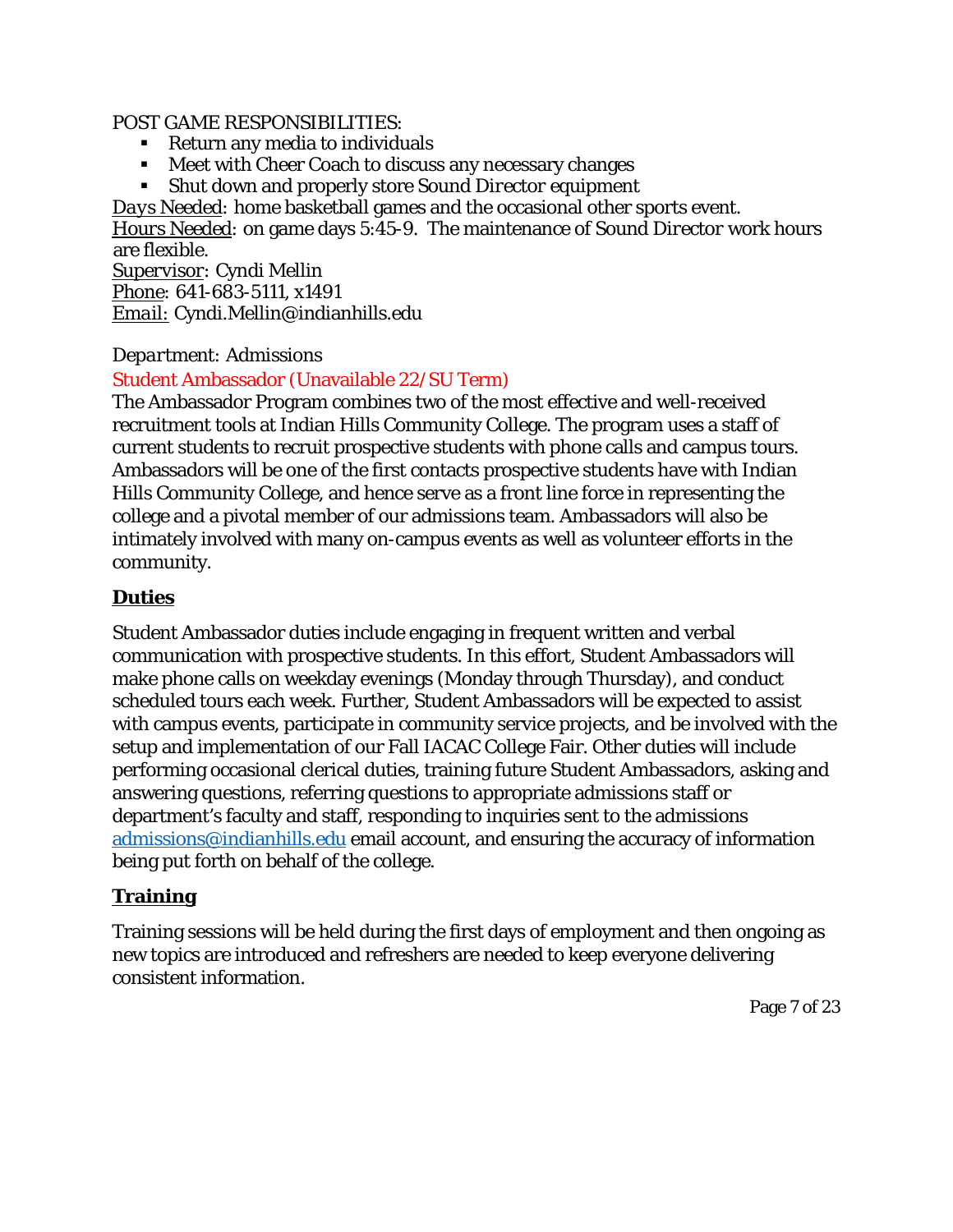POST GAME RESPONSIBILITIES:

- Return any media to individuals
- Meet with Cheer Coach to discuss any necessary changes
- Shut down and properly store Sound Director equipment

*Days Needed*: home basketball games and the occasional other sports event.
Hours Needed: on game days 5:45-9. The maintenance of Sound Director work hours are flexible.
Supervisor: Cyndi Mellin
Phone: 641-683-5111, x1491
Email: Cyndi.Mellin@indianhills.edu

*Department:* Admissions

Student Ambassador (Unavailable 22/SU Term)

The Ambassador Program combines two of the most effective and well-received recruitment tools at Indian Hills Community College. The program uses a staff of current students to recruit prospective students with phone calls and campus tours. Ambassadors will be one of the first contacts prospective students have with Indian Hills Community College, and hence serve as a front line force in representing the college and a pivotal member of our admissions team. Ambassadors will also be intimately involved with many on-campus events as well as volunteer efforts in the community.

**Duties**

Student Ambassador duties include engaging in frequent written and verbal communication with prospective students. In this effort, Student Ambassadors will make phone calls on weekday evenings (Monday through Thursday), and conduct scheduled tours each week. Further, Student Ambassadors will be expected to assist with campus events, participate in community service projects, and be involved with the setup and implementation of our Fall IACAC College Fair. Other duties will include performing occasional clerical duties, training future Student Ambassadors, asking and answering questions, referring questions to appropriate admissions staff or department's faculty and staff, responding to inquiries sent to the admissions admissions@indianhills.edu email account, and ensuring the accuracy of information being put forth on behalf of the college.

**Training**

Training sessions will be held during the first days of employment and then ongoing as new topics are introduced and refreshers are needed to keep everyone delivering consistent information.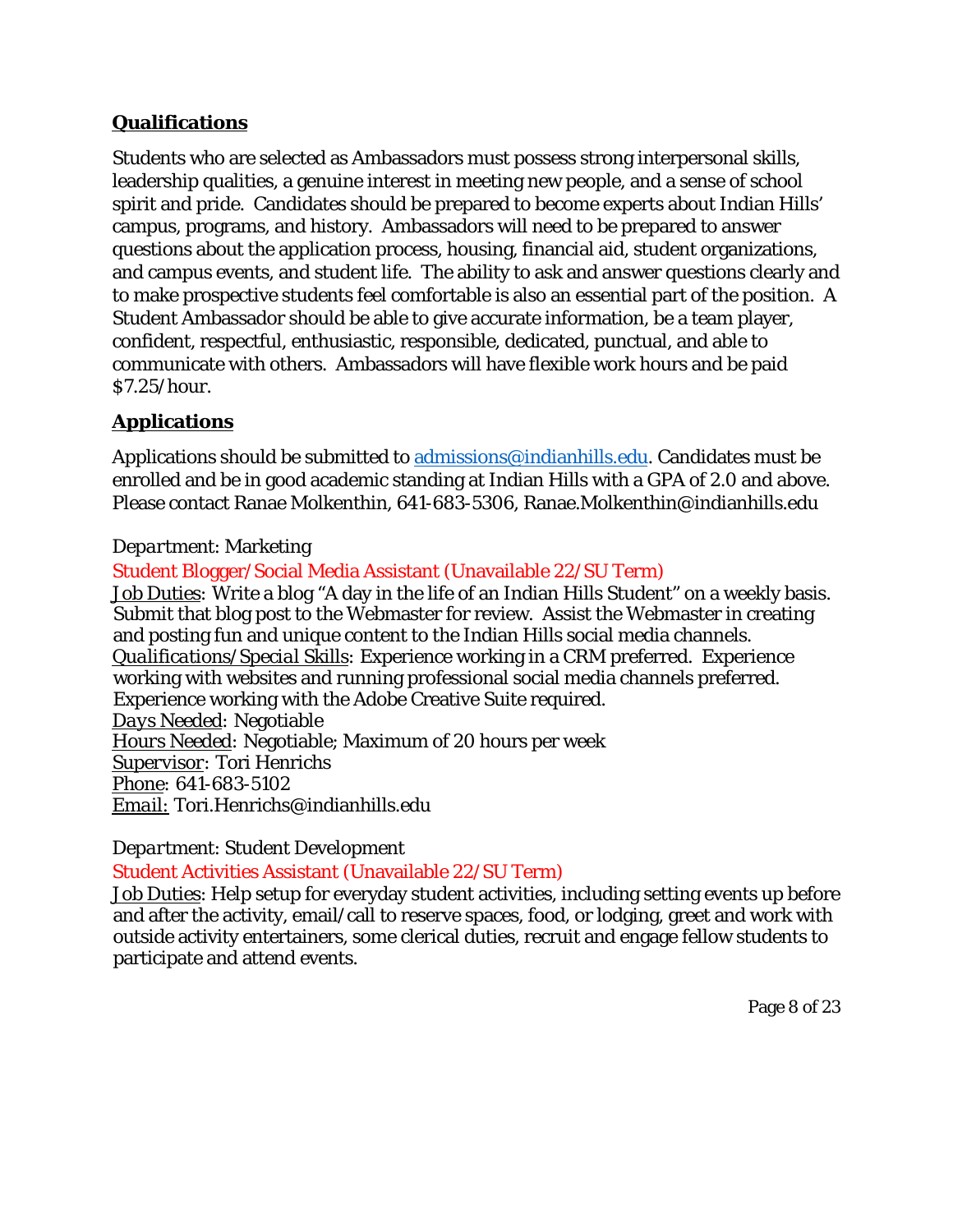## Qualifications

Students who are selected as Ambassadors must possess strong interpersonal skills, leadership qualities, a genuine interest in meeting new people, and a sense of school spirit and pride. Candidates should be prepared to become experts about Indian Hills' campus, programs, and history. Ambassadors will need to be prepared to answer questions about the application process, housing, financial aid, student organizations, and campus events, and student life. The ability to ask and answer questions clearly and to make prospective students feel comfortable is also an essential part of the position. A Student Ambassador should be able to give accurate information, be a team player, confident, respectful, enthusiastic, responsible, dedicated, punctual, and able to communicate with others. Ambassadors will have flexible work hours and be paid $7.25/hour.

## Applications

Applications should be submitted to [admissions@indianhills.edu](mailto:admissions@indianhills.edu). Candidates must be enrolled and be in good academic standing at Indian Hills with a GPA of 2.0 and above. Please contact Ranae Molkenthin, 641-683-5306, Ranae.Molkenthin@indianhills.edu

*Department*: Marketing

Student Blogger/Social Media Assistant (Unavailable 22/SU Term)

Job Duties: Write a blog "A day in the life of an Indian Hills Student" on a weekly basis. Submit that blog post to the Webmaster for review. Assist the Webmaster in creating and posting fun and unique content to the Indian Hills social media channels.
*Qualifications/Special Skills*: Experience working in a CRM preferred. Experience working with websites and running professional social media channels preferred. Experience working with the Adobe Creative Suite required.
*Days Needed*: Negotiable
*Hours Needed*: Negotiable; Maximum of 20 hours per week
Supervisor: Tori Henrichs
Phone: 641-683-5102
Email: Tori.Henrichs@indianhills.edu

*Department*: Student Development

Student Activities Assistant (Unavailable 22/SU Term)

Job Duties: Help setup for everyday student activities, including setting events up before and after the activity, email/call to reserve spaces, food, or lodging, greet and work with outside activity entertainers, some clerical duties, recruit and engage fellow students to participate and attend events.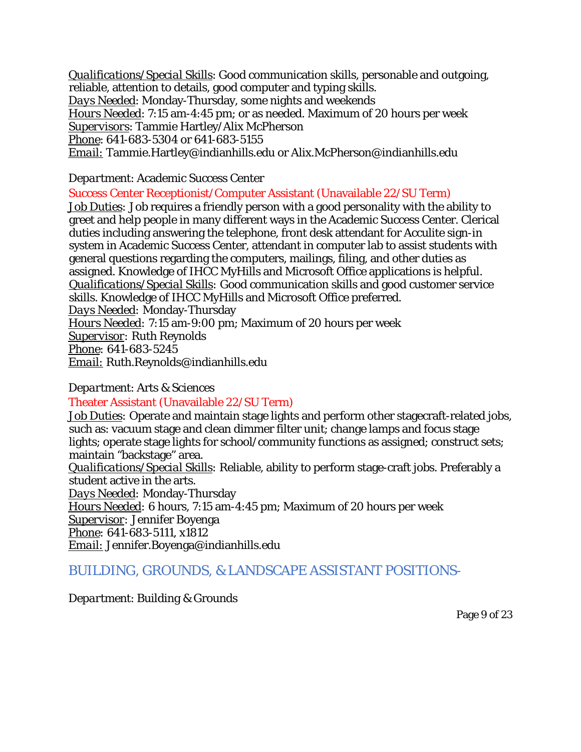Qualifications/Special Skills: Good communication skills, personable and outgoing, reliable, attention to details, good computer and typing skills.
Days Needed: Monday-Thursday, some nights and weekends
Hours Needed: 7:15 am-4:45 pm; or as needed. Maximum of 20 hours per week
Supervisors: Tammie Hartley/Alix McPherson
Phone: 641-683-5304 or 641-683-5155
Email: Tammie.Hartley@indianhills.edu or Alix.McPherson@indianhills.edu

*Department*: Academic Success Center

Success Center Receptionist/Computer Assistant (Unavailable 22/SU Term)

Job Duties: Job requires a friendly person with a good personality with the ability to greet and help people in many different ways in the Academic Success Center. Clerical duties including answering the telephone, front desk attendant for Acculite sign-in system in Academic Success Center, attendant in computer lab to assist students with general questions regarding the computers, mailings, filing, and other duties as assigned. Knowledge of IHCC MyHills and Microsoft Office applications is helpful.
Qualifications/Special Skills: Good communication skills and good customer service skills. Knowledge of IHCC MyHills and Microsoft Office preferred.
Days Needed: Monday-Thursday
Hours Needed: 7:15 am-9:00 pm; Maximum of 20 hours per week
Supervisor: Ruth Reynolds
Phone: 641-683-5245
Email: Ruth.Reynolds@indianhills.edu

*Department*: Arts & Sciences

Theater Assistant (Unavailable 22/SU Term)

Job Duties: Operate and maintain stage lights and perform other stagecraft-related jobs, such as: vacuum stage and clean dimmer filter unit; change lamps and focus stage lights; operate stage lights for school/community functions as assigned; construct sets; maintain "backstage" area.
Qualifications/Special Skills: Reliable, ability to perform stage-craft jobs. Preferably a student active in the arts.
Days Needed: Monday-Thursday
Hours Needed: 6 hours, 7:15 am-4:45 pm; Maximum of 20 hours per week
Supervisor: Jennifer Boyenga
Phone: 641-683-5111, x1812
Email: Jennifer.Boyenga@indianhills.edu

## BUILDING, GROUNDS, & LANDSCAPE ASSISTANT POSITIONS-

*Department*: Building & Grounds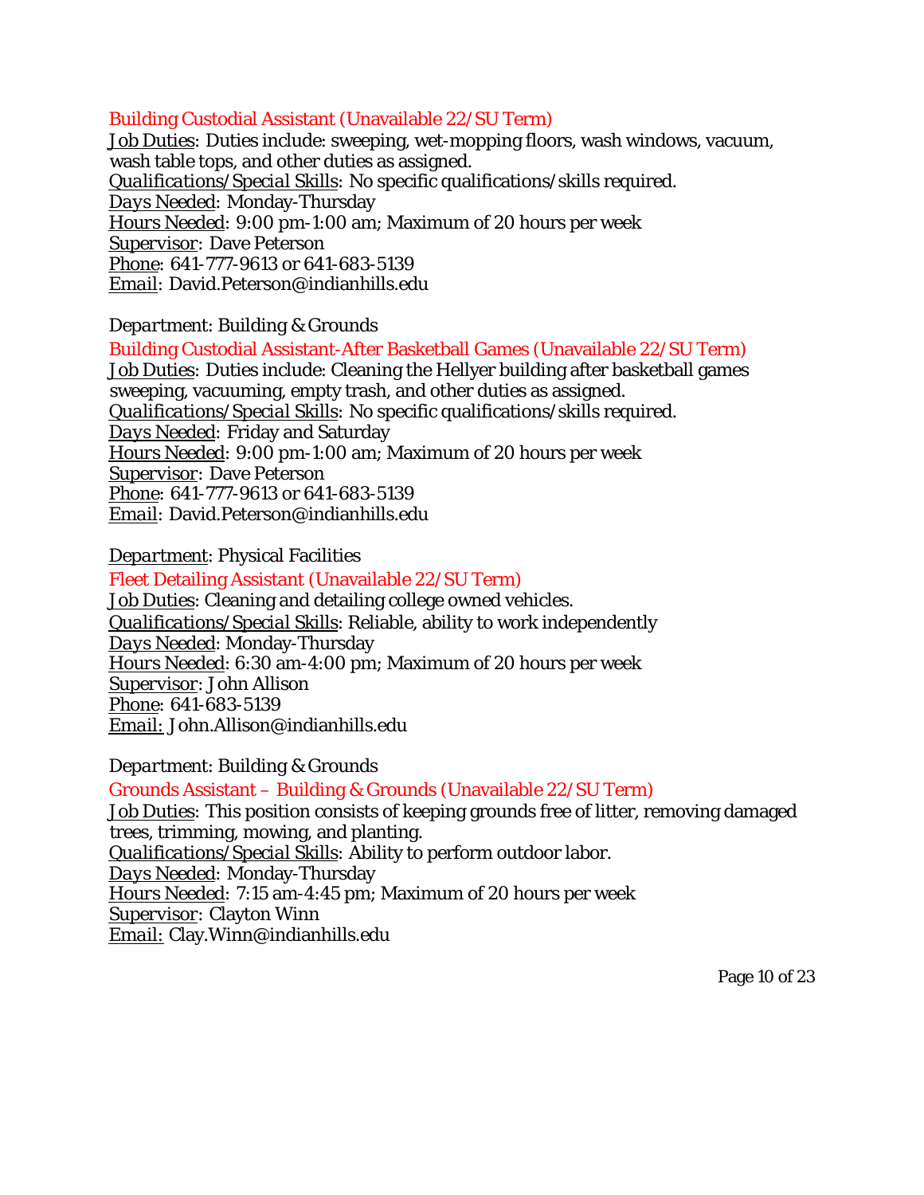Building Custodial Assistant (Unavailable 22/SU Term)

Job Duties: Duties include: sweeping, wet-mopping floors, wash windows, vacuum, wash table tops, and other duties as assigned.
*Qualifications/Special Skills*: No specific qualifications/skills required.
*Days Needed*: Monday-Thursday
Hours Needed: 9:00 pm-1:00 am; Maximum of 20 hours per week
Supervisor: Dave Peterson
Phone: 641-777-9613 or 641-683-5139
Email: David.Peterson@indianhills.edu

*Department*: Building & Grounds

Building Custodial Assistant-After Basketball Games (Unavailable 22/SU Term)

Job Duties: Duties include: Cleaning the Hellyer building after basketball games sweeping, vacuuming, empty trash, and other duties as assigned.
*Qualifications/Special Skills*: No specific qualifications/skills required.
*Days Needed*: Friday and Saturday
Hours Needed: 9:00 pm-1:00 am; Maximum of 20 hours per week
Supervisor: Dave Peterson
Phone: 641-777-9613 or 641-683-5139
Email: David.Peterson@indianhills.edu

*Department*: Physical Facilities

Fleet Detailing Assistant (Unavailable 22/SU Term)

Job Duties: Cleaning and detailing college owned vehicles.
*Qualifications/Special Skills*: Reliable, ability to work independently
*Days Needed*: Monday-Thursday
Hours Needed: 6:30 am-4:00 pm; Maximum of 20 hours per week
Supervisor: John Allison
Phone: 641-683-5139
Email: John.Allison@indianhills.edu

*Department*: Building & Grounds

Grounds Assistant – Building & Grounds (Unavailable 22/SU Term)

Job Duties: This position consists of keeping grounds free of litter, removing damaged trees, trimming, mowing, and planting.
*Qualifications/Special Skills*: Ability to perform outdoor labor.
*Days Needed*: Monday-Thursday
Hours Needed: 7:15 am-4:45 pm; Maximum of 20 hours per week
Supervisor: Clayton Winn
Email: Clay.Winn@indianhills.edu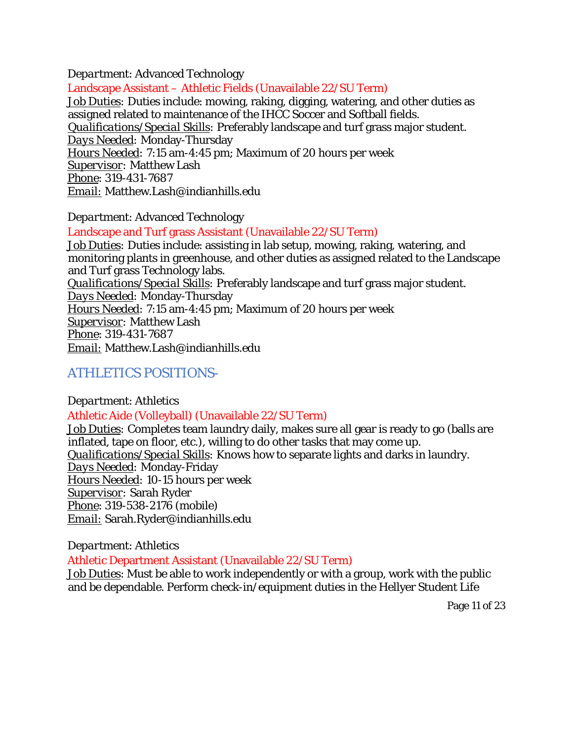*Department*: Advanced Technology

Landscape Assistant – Athletic Fields (Unavailable 22/SU Term)

Job Duties: Duties include: mowing, raking, digging, watering, and other duties as assigned related to maintenance of the IHCC Soccer and Softball fields.
*Qualifications/Special Skills*: Preferably landscape and turf grass major student.
*Days Needed*: Monday-Thursday
Hours Needed: 7:15 am-4:45 pm; Maximum of 20 hours per week
Supervisor: Matthew Lash
Phone: 319-431-7687
*Email:* Matthew.Lash@indianhills.edu

*Department*: Advanced Technology

Landscape and Turf grass Assistant (Unavailable 22/SU Term)

Job Duties: Duties include: assisting in lab setup, mowing, raking, watering, and monitoring plants in greenhouse, and other duties as assigned related to the Landscape and Turf grass Technology labs.
*Qualifications/Special Skills*: Preferably landscape and turf grass major student.
*Days Needed*: Monday-Thursday
Hours Needed: 7:15 am-4:45 pm; Maximum of 20 hours per week
Supervisor: Matthew Lash
Phone: 319-431-7687
*Email:* Matthew.Lash@indianhills.edu

## ATHLETICS POSITIONS-

*Department*: Athletics

Athletic Aide (Volleyball) (Unavailable 22/SU Term)

Job Duties: Completes team laundry daily, makes sure all gear is ready to go (balls are inflated, tape on floor, etc.), willing to do other tasks that may come up.
*Qualifications/Special Skills*: Knows how to separate lights and darks in laundry.
*Days Needed*: Monday-Friday
Hours Needed: 10-15 hours per week
Supervisor: Sarah Ryder
Phone: 319-538-2176 (mobile)
*Email:* Sarah.Ryder@indianhills.edu

*Department*: Athletics

Athletic Department Assistant (Unavailable 22/SU Term)

Job Duties: Must be able to work independently or with a group, work with the public and be dependable. Perform check-in/equipment duties in the Hellyer Student Life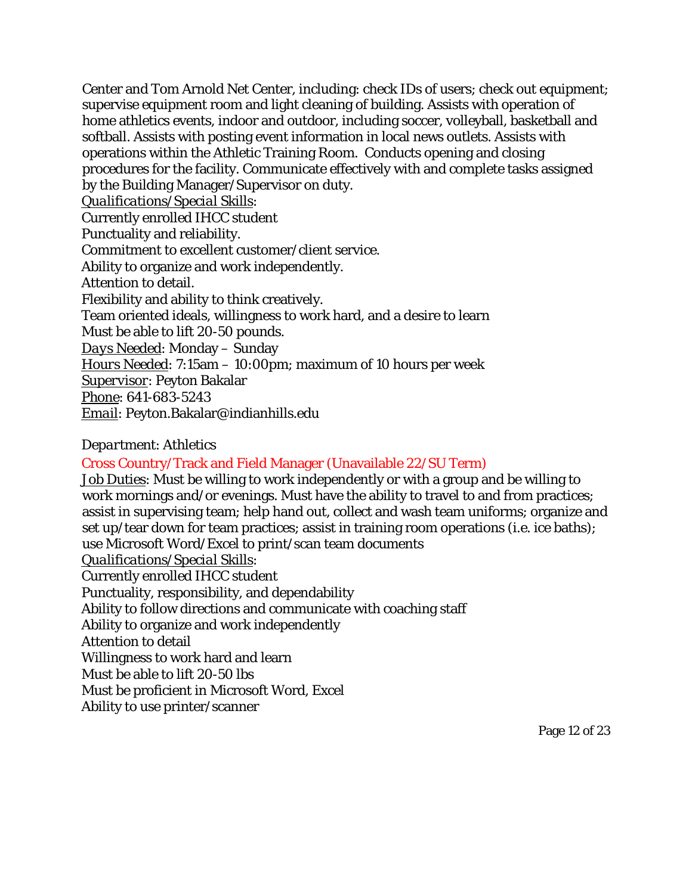Center and Tom Arnold Net Center, including: check IDs of users; check out equipment; supervise equipment room and light cleaning of building. Assists with operation of home athletics events, indoor and outdoor, including soccer, volleyball, basketball and softball. Assists with posting event information in local news outlets. Assists with operations within the Athletic Training Room. Conducts opening and closing procedures for the facility. Communicate effectively with and complete tasks assigned by the Building Manager/Supervisor on duty.

*Qualifications/Special Skills*:

Currently enrolled IHCC student
Punctuality and reliability.
Commitment to excellent customer/client service.
Ability to organize and work independently.
Attention to detail.
Flexibility and ability to think creatively.
Team oriented ideals, willingness to work hard, and a desire to learn
Must be able to lift 20-50 pounds.

*Days Needed*: Monday – Sunday
*Hours Needed*: 7:15am – 10:00pm; maximum of 10 hours per week
Supervisor: Peyton Bakalar
Phone: 641-683-5243
Email: Peyton.Bakalar@indianhills.edu

*Department*: Athletics

Cross Country/Track and Field Manager (Unavailable 22/SU Term)

Job Duties: Must be willing to work independently or with a group and be willing to work mornings and/or evenings. Must have the ability to travel to and from practices; assist in supervising team; help hand out, collect and wash team uniforms; organize and set up/tear down for team practices; assist in training room operations (i.e. ice baths); use Microsoft Word/Excel to print/scan team documents

*Qualifications/Special Skills*:

Currently enrolled IHCC student
Punctuality, responsibility, and dependability
Ability to follow directions and communicate with coaching staff
Ability to organize and work independently
Attention to detail
Willingness to work hard and learn
Must be able to lift 20-50 lbs
Must be proficient in Microsoft Word, Excel
Ability to use printer/scanner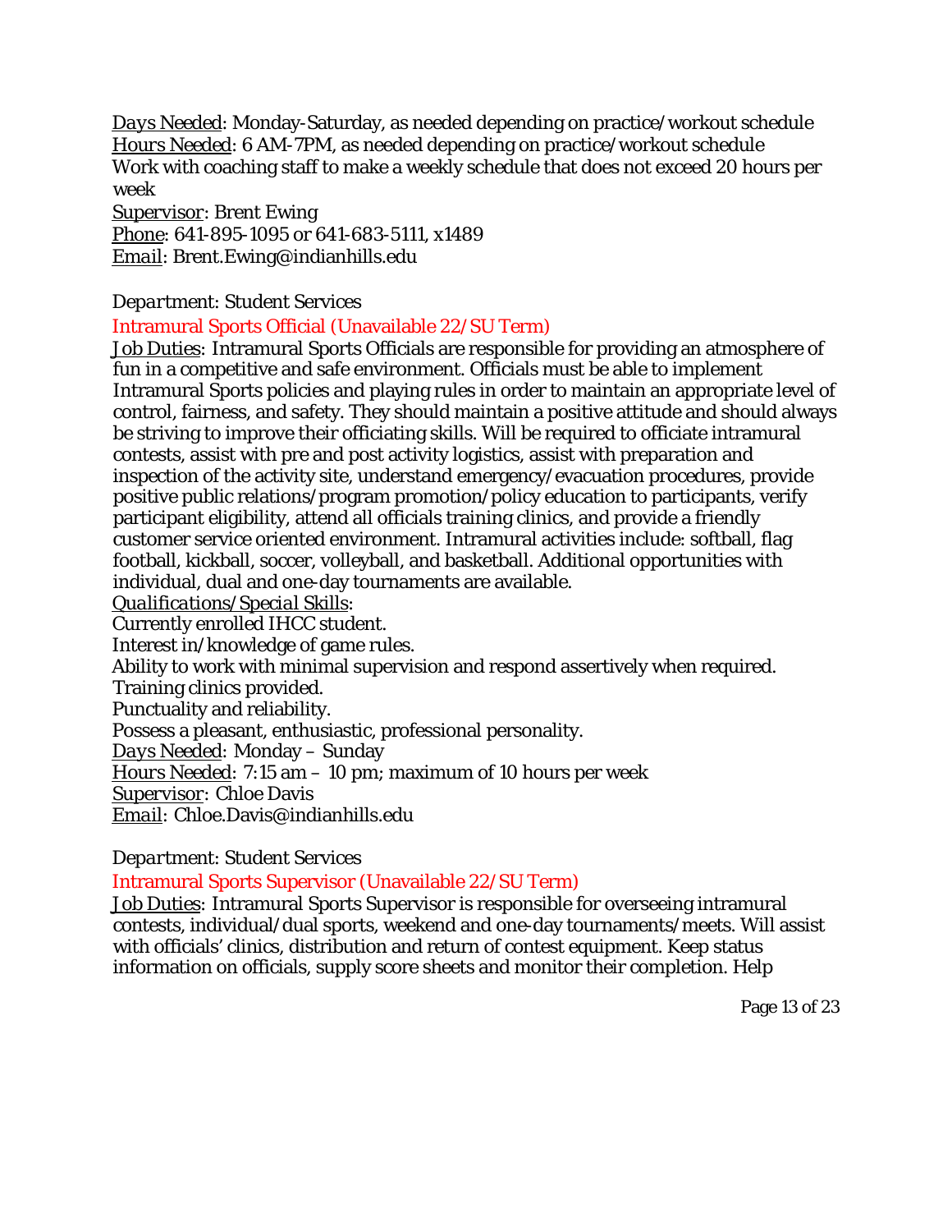*Days Needed*: Monday-Saturday, as needed depending on practice/workout schedule
*Hours Needed*: 6 AM-7PM, as needed depending on practice/workout schedule
Work with coaching staff to make a weekly schedule that does not exceed 20 hours per week
*Supervisor*: Brent Ewing
*Phone*: 641-895-1095 or 641-683-5111, x1489
*Email*: Brent.Ewing@indianhills.edu

*Department*: Student Services

## Intramural Sports Official (Unavailable 22/SU Term)

*Job Duties*: Intramural Sports Officials are responsible for providing an atmosphere of fun in a competitive and safe environment. Officials must be able to implement Intramural Sports policies and playing rules in order to maintain an appropriate level of control, fairness, and safety. They should maintain a positive attitude and should always be striving to improve their officiating skills. Will be required to officiate intramural contests, assist with pre and post activity logistics, assist with preparation and inspection of the activity site, understand emergency/evacuation procedures, provide positive public relations/program promotion/policy education to participants, verify participant eligibility, attend all officials training clinics, and provide a friendly customer service oriented environment. Intramural activities include: softball, flag football, kickball, soccer, volleyball, and basketball. Additional opportunities with individual, dual and one-day tournaments are available.
*Qualifications/Special Skills*:
Currently enrolled IHCC student.
Interest in/knowledge of game rules.
Ability to work with minimal supervision and respond assertively when required.
Training clinics provided.
Punctuality and reliability.
Possess a pleasant, enthusiastic, professional personality.
*Days Needed*: Monday – Sunday
*Hours Needed*: 7:15 am – 10 pm; maximum of 10 hours per week
*Supervisor*: Chloe Davis
*Email*: Chloe.Davis@indianhills.edu

*Department*: Student Services

## Intramural Sports Supervisor (Unavailable 22/SU Term)

*Job Duties*: Intramural Sports Supervisor is responsible for overseeing intramural contests, individual/dual sports, weekend and one-day tournaments/meets. Will assist with officials' clinics, distribution and return of contest equipment. Keep status information on officials, supply score sheets and monitor their completion. Help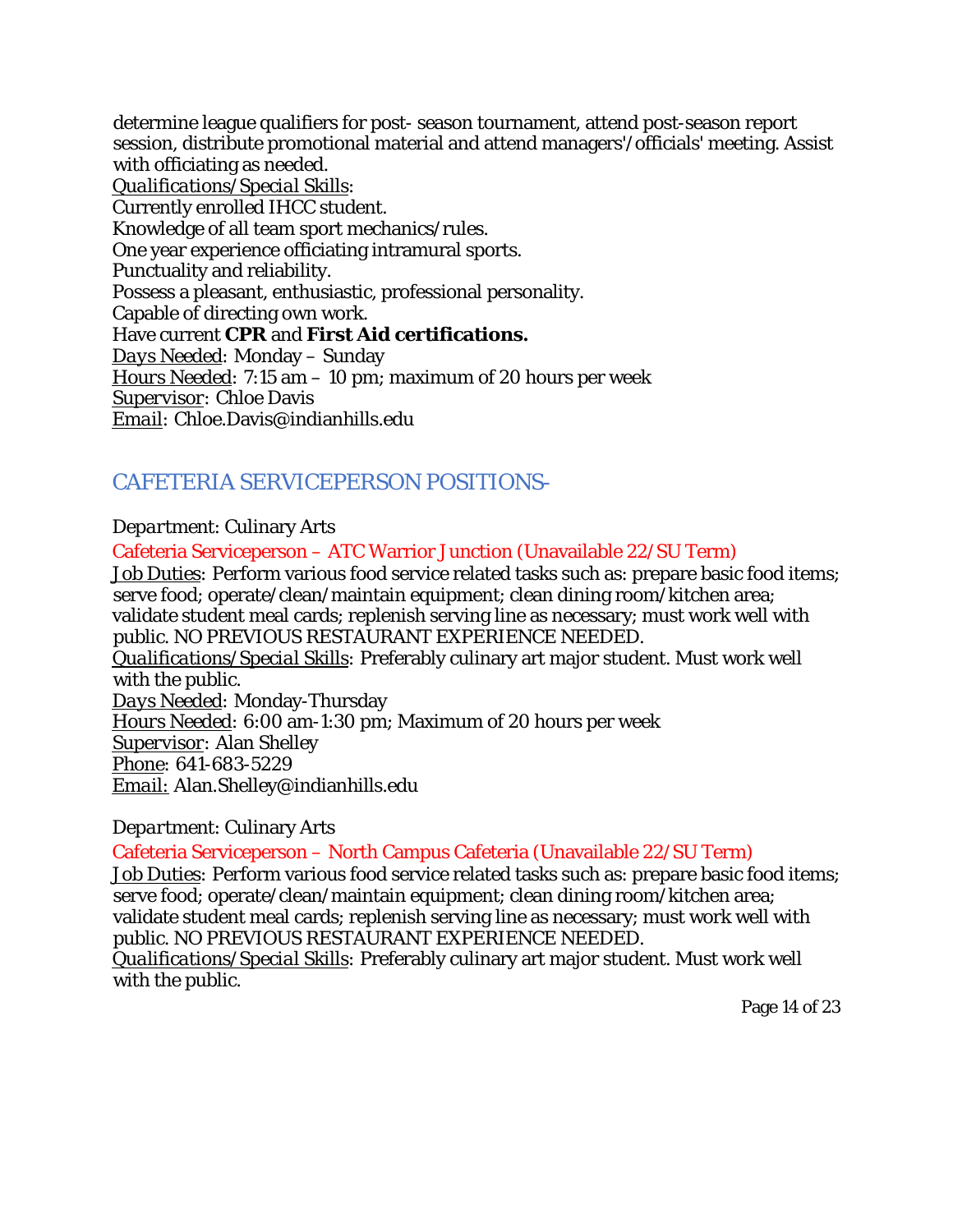determine league qualifiers for post- season tournament, attend post-season report session, distribute promotional material and attend managers'/officials' meeting. Assist with officiating as needed.

*Qualifications/Special Skills*:

Currently enrolled IHCC student.

Knowledge of all team sport mechanics/rules.

One year experience officiating intramural sports.

Punctuality and reliability.

Possess a pleasant, enthusiastic, professional personality.

Capable of directing own work.

Have current **CPR** and **First Aid certifications.**

*Days Needed*: Monday – Sunday

Hours Needed: 7:15 am – 10 pm; maximum of 20 hours per week

Supervisor: Chloe Davis

Email: Chloe.Davis@indianhills.edu

## CAFETERIA SERVICEPERSON POSITIONS-

*Department*: Culinary Arts

### Cafeteria Serviceperson – ATC Warrior Junction (Unavailable 22/SU Term)

Job Duties: Perform various food service related tasks such as: prepare basic food items; serve food; operate/clean/maintain equipment; clean dining room/kitchen area; validate student meal cards; replenish serving line as necessary; must work well with public. NO PREVIOUS RESTAURANT EXPERIENCE NEEDED.

*Qualifications/Special Skills*: Preferably culinary art major student. Must work well with the public.

*Days Needed*: Monday-Thursday

Hours Needed: 6:00 am-1:30 pm; Maximum of 20 hours per week

Supervisor: Alan Shelley

Phone: 641-683-5229

Email: Alan.Shelley@indianhills.edu

*Department*: Culinary Arts

### Cafeteria Serviceperson – North Campus Cafeteria (Unavailable 22/SU Term)

Job Duties: Perform various food service related tasks such as: prepare basic food items; serve food; operate/clean/maintain equipment; clean dining room/kitchen area; validate student meal cards; replenish serving line as necessary; must work well with public. NO PREVIOUS RESTAURANT EXPERIENCE NEEDED.

*Qualifications/Special Skills*: Preferably culinary art major student. Must work well with the public.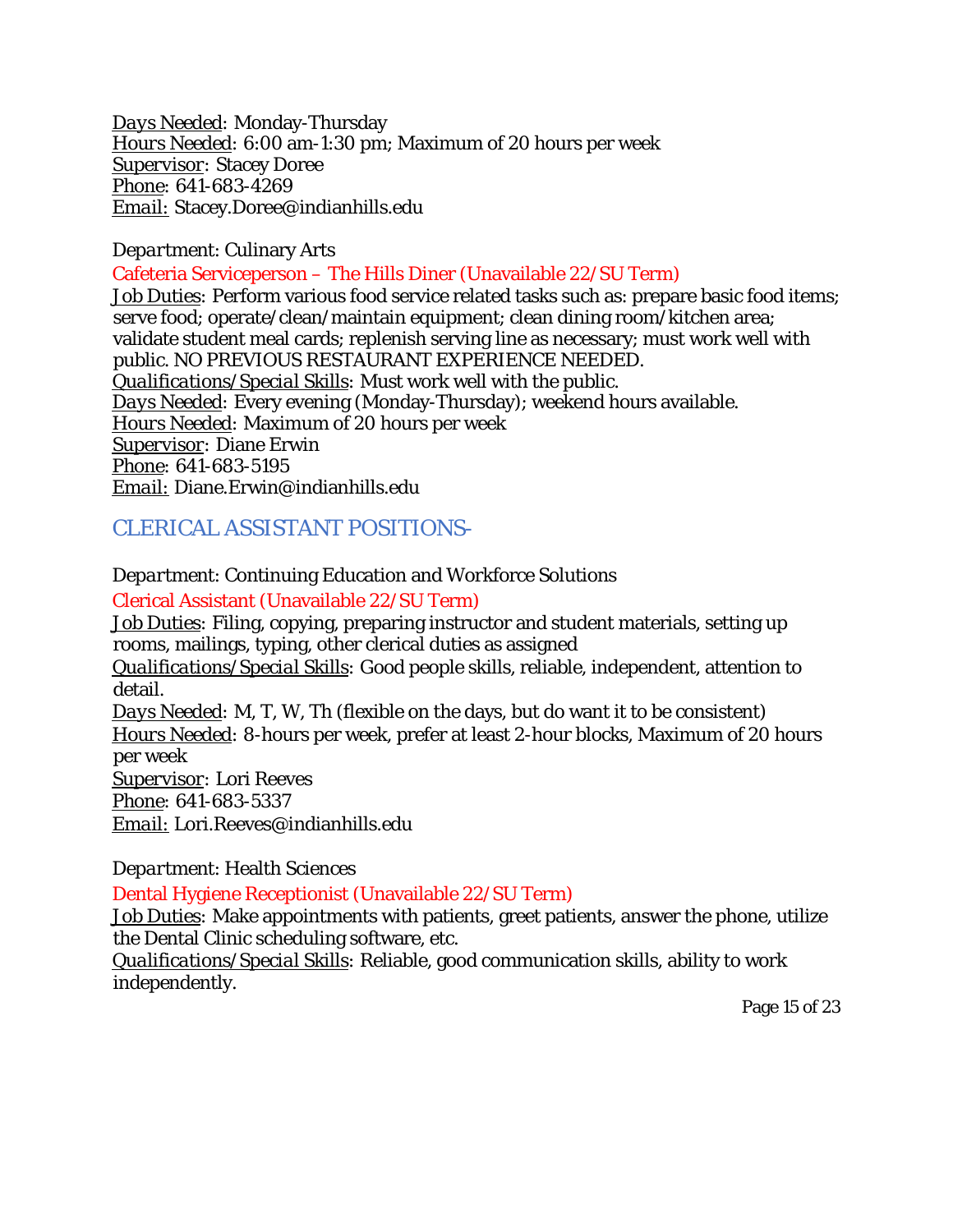Days Needed: Monday-Thursday
Hours Needed: 6:00 am-1:30 pm; Maximum of 20 hours per week
Supervisor: Stacey Doree
Phone: 641-683-4269
Email: Stacey.Doree@indianhills.edu

*Department: Culinary Arts*

Cafeteria Serviceperson – The Hills Diner (Unavailable 22/SU Term)

Job Duties: Perform various food service related tasks such as: prepare basic food items; serve food; operate/clean/maintain equipment; clean dining room/kitchen area; validate student meal cards; replenish serving line as necessary; must work well with public. NO PREVIOUS RESTAURANT EXPERIENCE NEEDED.
*Qualifications/Special Skills*: Must work well with the public.
*Days Needed*: Every evening (Monday-Thursday); weekend hours available.
Hours Needed: Maximum of 20 hours per week
Supervisor: Diane Erwin
Phone: 641-683-5195
Email: Diane.Erwin@indianhills.edu

## CLERICAL ASSISTANT POSITIONS-

*Department: Continuing Education and Workforce Solutions*

Clerical Assistant (Unavailable 22/SU Term)

Job Duties: Filing, copying, preparing instructor and student materials, setting up rooms, mailings, typing, other clerical duties as assigned
*Qualifications/Special Skills*: Good people skills, reliable, independent, attention to detail.
*Days Needed*: M, T, W, Th (flexible on the days, but do want it to be consistent)
Hours Needed: 8-hours per week, prefer at least 2-hour blocks, Maximum of 20 hours per week
Supervisor: Lori Reeves
Phone: 641-683-5337
Email: Lori.Reeves@indianhills.edu

*Department: Health Sciences*

Dental Hygiene Receptionist (Unavailable 22/SU Term)

Job Duties: Make appointments with patients, greet patients, answer the phone, utilize the Dental Clinic scheduling software, etc.
*Qualifications/Special Skills*: Reliable, good communication skills, ability to work independently.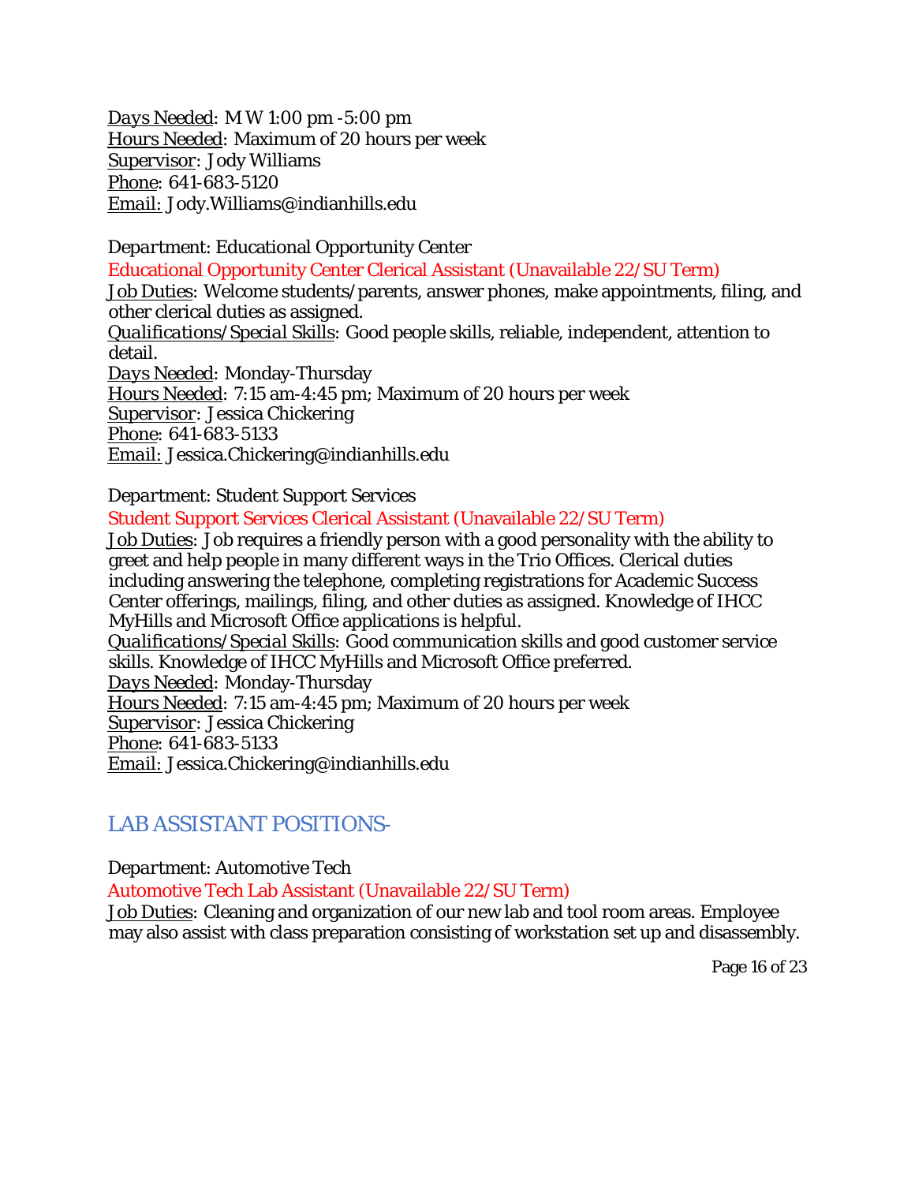Days Needed: M W 1:00 pm -5:00 pm
Hours Needed: Maximum of 20 hours per week
Supervisor: Jody Williams
Phone: 641-683-5120
Email: Jody.Williams@indianhills.edu

Department: Educational Opportunity Center

Educational Opportunity Center Clerical Assistant (Unavailable 22/SU Term)

Job Duties: Welcome students/parents, answer phones, make appointments, filing, and other clerical duties as assigned.
Qualifications/Special Skills: Good people skills, reliable, independent, attention to detail.
Days Needed: Monday-Thursday
Hours Needed: 7:15 am-4:45 pm; Maximum of 20 hours per week
Supervisor: Jessica Chickering
Phone: 641-683-5133
Email: Jessica.Chickering@indianhills.edu

Department: Student Support Services

Student Support Services Clerical Assistant (Unavailable 22/SU Term)

Job Duties: Job requires a friendly person with a good personality with the ability to greet and help people in many different ways in the Trio Offices. Clerical duties including answering the telephone, completing registrations for Academic Success Center offerings, mailings, filing, and other duties as assigned. Knowledge of IHCC MyHills and Microsoft Office applications is helpful.
Qualifications/Special Skills: Good communication skills and good customer service skills. Knowledge of IHCC MyHills and Microsoft Office preferred.
Days Needed: Monday-Thursday
Hours Needed: 7:15 am-4:45 pm; Maximum of 20 hours per week
Supervisor: Jessica Chickering
Phone: 641-683-5133
Email: Jessica.Chickering@indianhills.edu

## LAB ASSISTANT POSITIONS-

Department: Automotive Tech

Automotive Tech Lab Assistant (Unavailable 22/SU Term)

Job Duties: Cleaning and organization of our new lab and tool room areas. Employee may also assist with class preparation consisting of workstation set up and disassembly.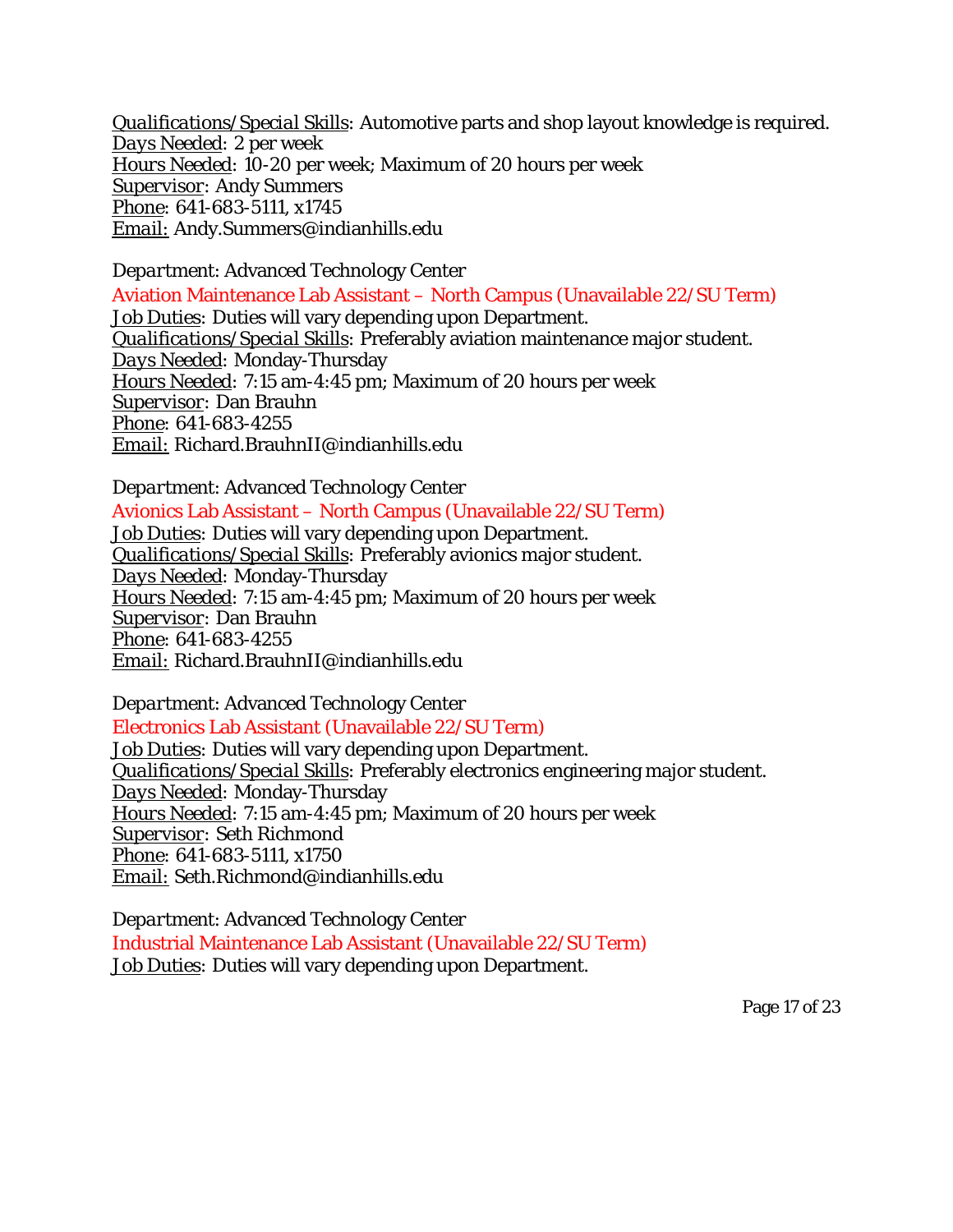*Qualifications/Special Skills*: Automotive parts and shop layout knowledge is required.
*Days Needed*: 2 per week
*Hours Needed*: 10-20 per week; Maximum of 20 hours per week
Supervisor: Andy Summers
Phone: 641-683-5111, x1745
Email: Andy.Summers@indianhills.edu

*Department*: Advanced Technology Center
Aviation Maintenance Lab Assistant – North Campus (Unavailable 22/SU Term)
Job Duties: Duties will vary depending upon Department.
*Qualifications/Special Skills*: Preferably aviation maintenance major student.
*Days Needed*: Monday-Thursday
*Hours Needed*: 7:15 am-4:45 pm; Maximum of 20 hours per week
Supervisor: Dan Brauhn
Phone: 641-683-4255
Email: Richard.BrauhnII@indianhills.edu

*Department*: Advanced Technology Center
Avionics Lab Assistant – North Campus (Unavailable 22/SU Term)
Job Duties: Duties will vary depending upon Department.
*Qualifications/Special Skills*: Preferably avionics major student.
*Days Needed*: Monday-Thursday
*Hours Needed*: 7:15 am-4:45 pm; Maximum of 20 hours per week
Supervisor: Dan Brauhn
Phone: 641-683-4255
Email: Richard.BrauhnII@indianhills.edu

*Department*: Advanced Technology Center
Electronics Lab Assistant (Unavailable 22/SU Term)
Job Duties: Duties will vary depending upon Department.
*Qualifications/Special Skills*: Preferably electronics engineering major student.
*Days Needed*: Monday-Thursday
*Hours Needed*: 7:15 am-4:45 pm; Maximum of 20 hours per week
Supervisor: Seth Richmond
Phone: 641-683-5111, x1750
Email: Seth.Richmond@indianhills.edu

*Department*: Advanced Technology Center
Industrial Maintenance Lab Assistant (Unavailable 22/SU Term)
Job Duties: Duties will vary depending upon Department.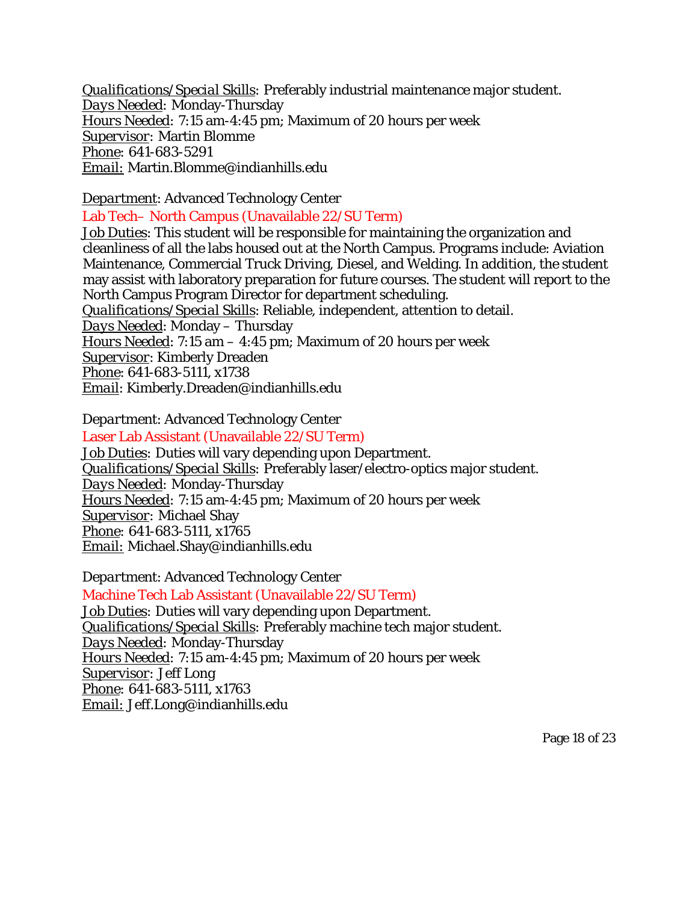*Qualifications/Special Skills*: Preferably industrial maintenance major student.
*Days Needed*: Monday-Thursday
Hours Needed: 7:15 am-4:45 pm; Maximum of 20 hours per week
Supervisor: Martin Blomme
Phone: 641-683-5291
Email: Martin.Blomme@indianhills.edu

*Department*: Advanced Technology Center

Lab Tech– North Campus (Unavailable 22/SU Term)

Job Duties: This student will be responsible for maintaining the organization and cleanliness of all the labs housed out at the North Campus. Programs include: Aviation Maintenance, Commercial Truck Driving, Diesel, and Welding. In addition, the student may assist with laboratory preparation for future courses. The student will report to the North Campus Program Director for department scheduling.
*Qualifications/Special Skills*: Reliable, independent, attention to detail.
*Days Needed*: Monday – Thursday
Hours Needed: 7:15 am – 4:45 pm; Maximum of 20 hours per week
Supervisor: Kimberly Dreaden
Phone: 641-683-5111, x1738
*Email*: Kimberly.Dreaden@indianhills.edu

*Department*: Advanced Technology Center

Laser Lab Assistant (Unavailable 22/SU Term)

Job Duties: Duties will vary depending upon Department.
*Qualifications/Special Skills*: Preferably laser/electro-optics major student.
*Days Needed*: Monday-Thursday
Hours Needed: 7:15 am-4:45 pm; Maximum of 20 hours per week
Supervisor: Michael Shay
Phone: 641-683-5111, x1765
Email: Michael.Shay@indianhills.edu

*Department*: Advanced Technology Center

Machine Tech Lab Assistant (Unavailable 22/SU Term)

Job Duties: Duties will vary depending upon Department.
*Qualifications/Special Skills*: Preferably machine tech major student.
*Days Needed*: Monday-Thursday
Hours Needed: 7:15 am-4:45 pm; Maximum of 20 hours per week
Supervisor: Jeff Long
Phone: 641-683-5111, x1763
Email: Jeff.Long@indianhills.edu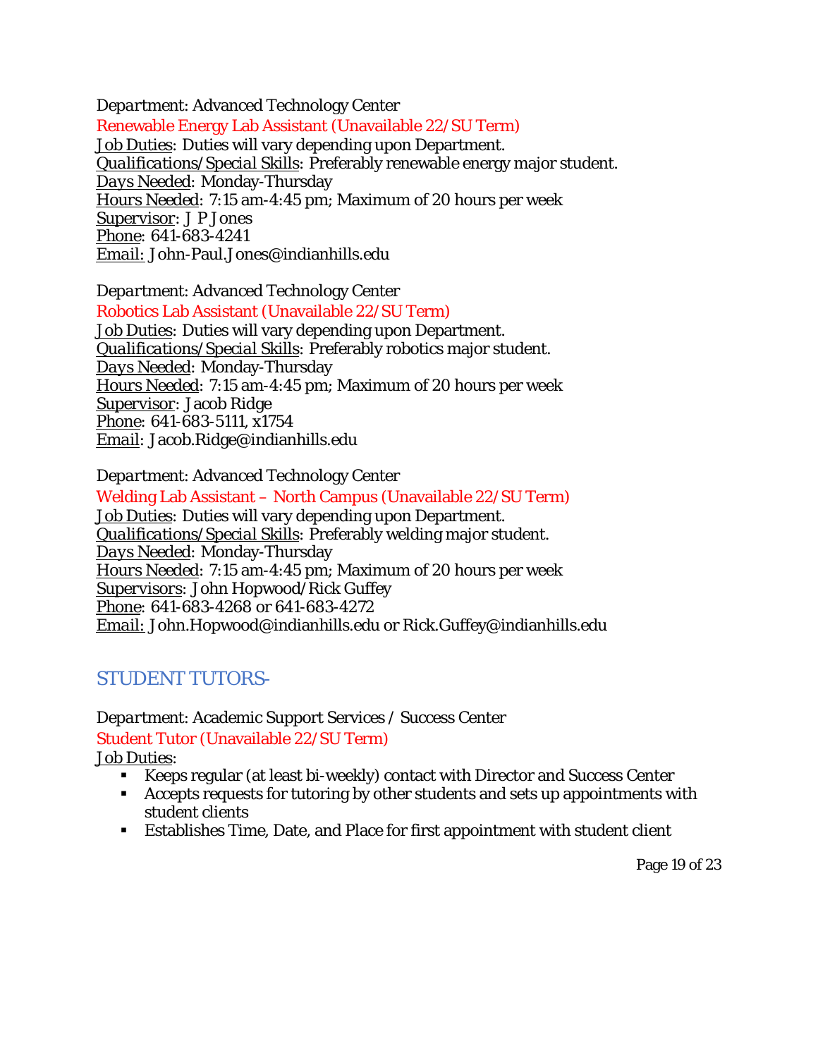*Department*: Advanced Technology Center

Renewable Energy Lab Assistant (Unavailable 22/SU Term)

Job Duties: Duties will vary depending upon Department.
*Qualifications/Special Skills*: Preferably renewable energy major student.
*Days Needed*: Monday-Thursday
Hours Needed: 7:15 am-4:45 pm; Maximum of 20 hours per week
Supervisor: J P Jones
Phone: 641-683-4241
Email: John-Paul.Jones@indianhills.edu

*Department*: Advanced Technology Center

Robotics Lab Assistant (Unavailable 22/SU Term)

Job Duties: Duties will vary depending upon Department.
*Qualifications/Special Skills*: Preferably robotics major student.
*Days Needed*: Monday-Thursday
Hours Needed: 7:15 am-4:45 pm; Maximum of 20 hours per week
Supervisor: Jacob Ridge
Phone: 641-683-5111, x1754
Email: Jacob.Ridge@indianhills.edu

*Department*: Advanced Technology Center

Welding Lab Assistant – North Campus (Unavailable 22/SU Term)

Job Duties: Duties will vary depending upon Department.
*Qualifications/Special Skills*: Preferably welding major student.
*Days Needed*: Monday-Thursday
Hours Needed: 7:15 am-4:45 pm; Maximum of 20 hours per week
Supervisors: John Hopwood/Rick Guffey
Phone: 641-683-4268 or 641-683-4272
Email: John.Hopwood@indianhills.edu or Rick.Guffey@indianhills.edu

## STUDENT TUTORS-

*Department*: Academic Support Services / Success Center

Student Tutor (Unavailable 22/SU Term)

Job Duties:

- Keeps regular (at least bi-weekly) contact with Director and Success Center
- Accepts requests for tutoring by other students and sets up appointments with student clients
- Establishes Time, Date, and Place for first appointment with student client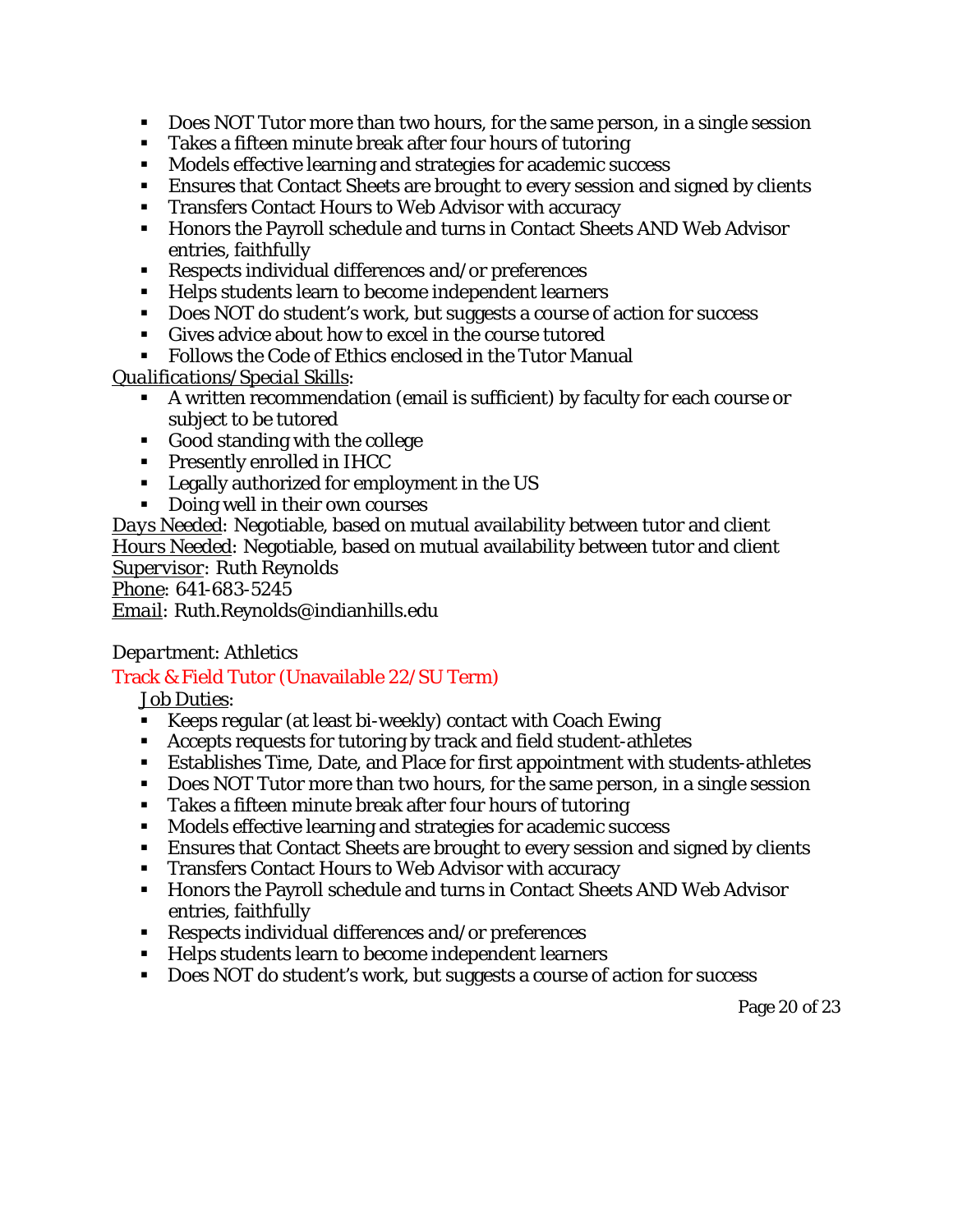- Does NOT Tutor more than two hours, for the same person, in a single session
- Takes a fifteen minute break after four hours of tutoring
- Models effective learning and strategies for academic success
- Ensures that Contact Sheets are brought to every session and signed by clients
- Transfers Contact Hours to Web Advisor with accuracy
- Honors the Payroll schedule and turns in Contact Sheets AND Web Advisor entries, faithfully
- Respects individual differences and/or preferences
- Helps students learn to become independent learners
- Does NOT do student's work, but suggests a course of action for success
- Gives advice about how to excel in the course tutored
- Follows the Code of Ethics enclosed in the Tutor Manual

*Qualifications/Special Skills*:

- A written recommendation (email is sufficient) by faculty for each course or subject to be tutored
- Good standing with the college
- Presently enrolled in IHCC
- Legally authorized for employment in the US
- Doing well in their own courses

*Days Needed*: Negotiable, based on mutual availability between tutor and client
*Hours Needed*: Negotiable, based on mutual availability between tutor and client
Supervisor: Ruth Reynolds
Phone: 641-683-5245
Email: Ruth.Reynolds@indianhills.edu

*Department: Athletics*

### Track & Field Tutor (Unavailable 22/SU Term)

*Job Duties*:

- Keeps regular (at least bi-weekly) contact with Coach Ewing
- Accepts requests for tutoring by track and field student-athletes
- Establishes Time, Date, and Place for first appointment with students-athletes
- Does NOT Tutor more than two hours, for the same person, in a single session
- Takes a fifteen minute break after four hours of tutoring
- Models effective learning and strategies for academic success
- Ensures that Contact Sheets are brought to every session and signed by clients
- Transfers Contact Hours to Web Advisor with accuracy
- Honors the Payroll schedule and turns in Contact Sheets AND Web Advisor entries, faithfully
- Respects individual differences and/or preferences
- Helps students learn to become independent learners
- Does NOT do student's work, but suggests a course of action for success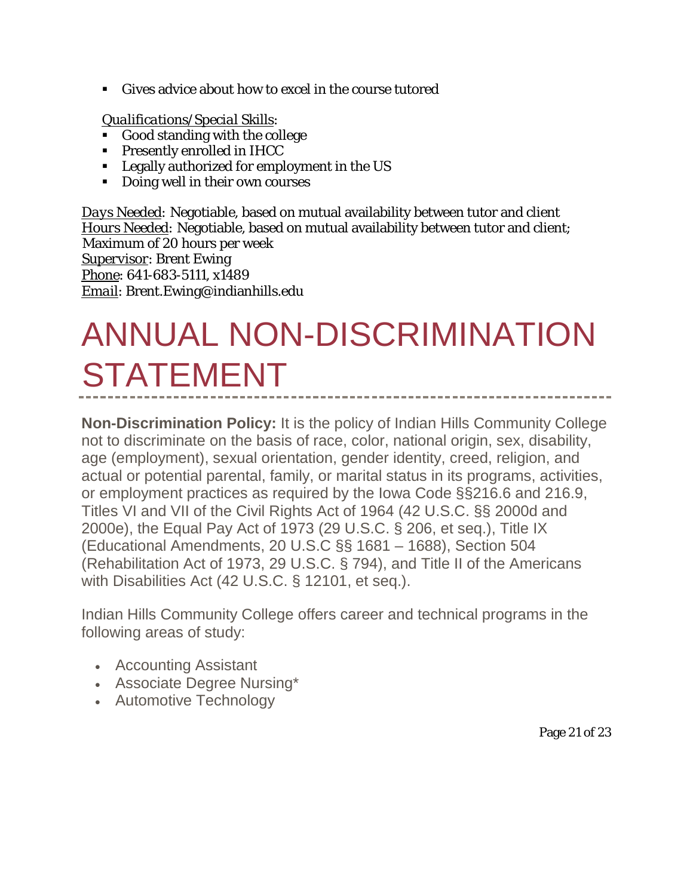- Gives advice about how to excel in the course tutored

*Qualifications/Special Skills*:

- Good standing with the college
- Presently enrolled in IHCC
- Legally authorized for employment in the US
- Doing well in their own courses

Days Needed: Negotiable, based on mutual availability between tutor and client
Hours Needed: Negotiable, based on mutual availability between tutor and client; Maximum of 20 hours per week
Supervisor: Brent Ewing
Phone: 641-683-5111, x1489
Email: Brent.Ewing@indianhills.edu

# ANNUAL NON-DISCRIMINATION STATEMENT

**Non-Discrimination Policy:** It is the policy of Indian Hills Community College not to discriminate on the basis of race, color, national origin, sex, disability, age (employment), sexual orientation, gender identity, creed, religion, and actual or potential parental, family, or marital status in its programs, activities, or employment practices as required by the Iowa Code §§216.6 and 216.9, Titles VI and VII of the Civil Rights Act of 1964 (42 U.S.C. §§ 2000d and 2000e), the Equal Pay Act of 1973 (29 U.S.C. § 206, et seq.), Title IX (Educational Amendments, 20 U.S.C §§ 1681 – 1688), Section 504 (Rehabilitation Act of 1973, 29 U.S.C. § 794), and Title II of the Americans with Disabilities Act (42 U.S.C. § 12101, et seq.).

Indian Hills Community College offers career and technical programs in the following areas of study:

- Accounting Assistant
- Associate Degree Nursing*
- Automotive Technology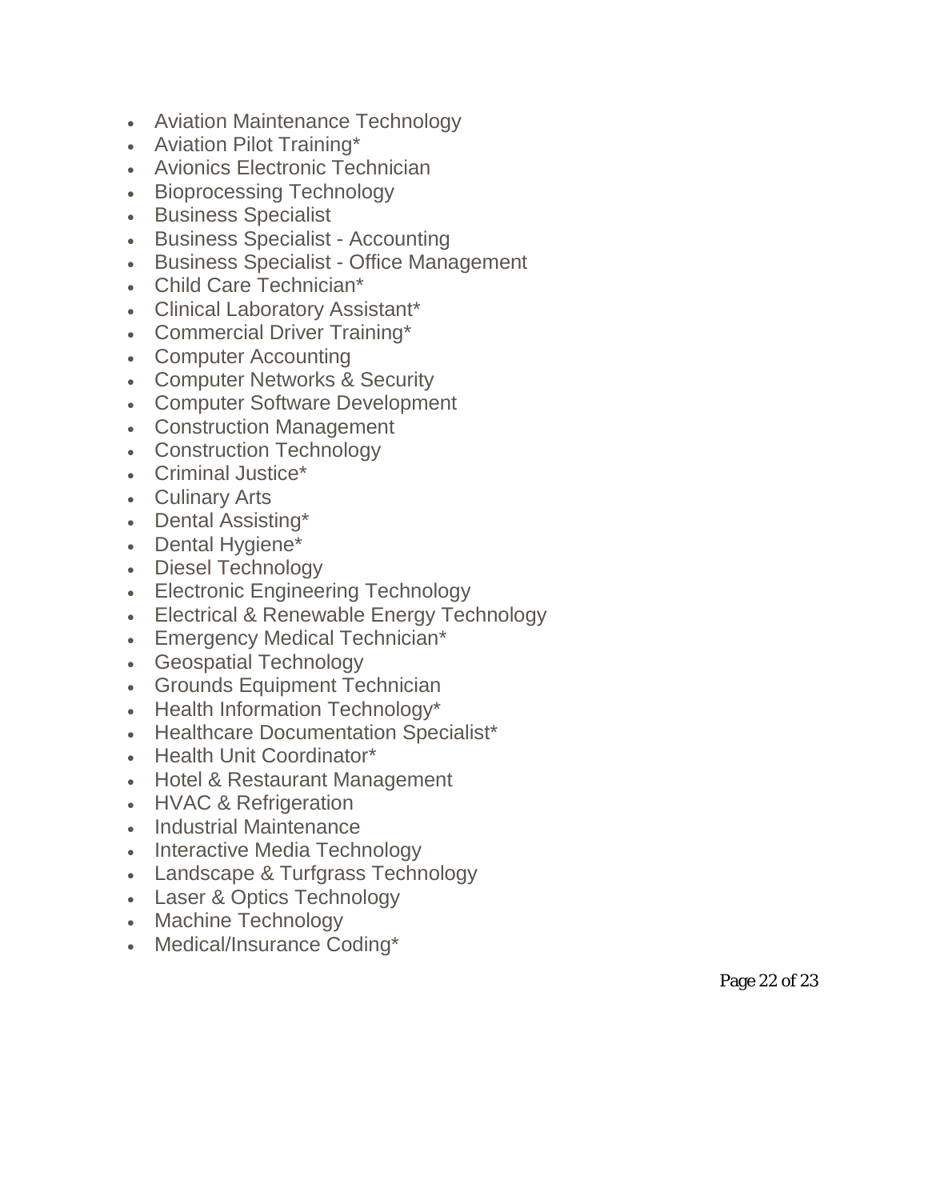- Aviation Maintenance Technology
- Aviation Pilot Training*
- Avionics Electronic Technician
- Bioprocessing Technology
- Business Specialist
- Business Specialist - Accounting
- Business Specialist - Office Management
- Child Care Technician*
- Clinical Laboratory Assistant*
- Commercial Driver Training*
- Computer Accounting
- Computer Networks & Security
- Computer Software Development
- Construction Management
- Construction Technology
- Criminal Justice*
- Culinary Arts
- Dental Assisting*
- Dental Hygiene*
- Diesel Technology
- Electronic Engineering Technology
- Electrical & Renewable Energy Technology
- Emergency Medical Technician*
- Geospatial Technology
- Grounds Equipment Technician
- Health Information Technology*
- Healthcare Documentation Specialist*
- Health Unit Coordinator*
- Hotel & Restaurant Management
- HVAC & Refrigeration
- Industrial Maintenance
- Interactive Media Technology
- Landscape & Turfgrass Technology
- Laser & Optics Technology
- Machine Technology
- Medical/Insurance Coding*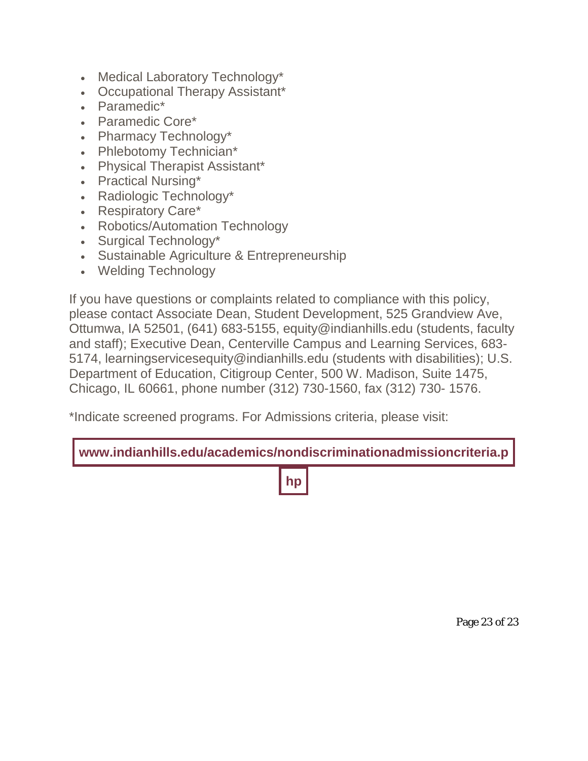- Medical Laboratory Technology*
- Occupational Therapy Assistant*
- Paramedic*
- Paramedic Core*
- Pharmacy Technology*
- Phlebotomy Technician*
- Physical Therapist Assistant*
- Practical Nursing*
- Radiologic Technology*
- Respiratory Care*
- Robotics/Automation Technology
- Surgical Technology*
- Sustainable Agriculture & Entrepreneurship
- Welding Technology

If you have questions or complaints related to compliance with this policy, please contact Associate Dean, Student Development, 525 Grandview Ave, Ottumwa, IA 52501, (641) 683-5155, equity@indianhills.edu (students, faculty and staff); Executive Dean, Centerville Campus and Learning Services, 683-5174, learningservicesequity@indianhills.edu (students with disabilities); U.S. Department of Education, Citigroup Center, 500 W. Madison, Suite 1475, Chicago, IL 60661, phone number (312) 730-1560, fax (312) 730- 1576.

*Indicate screened programs. For Admissions criteria, please visit:

**www.indianhills.edu/academics/nondiscriminationadmissioncriteria.php**